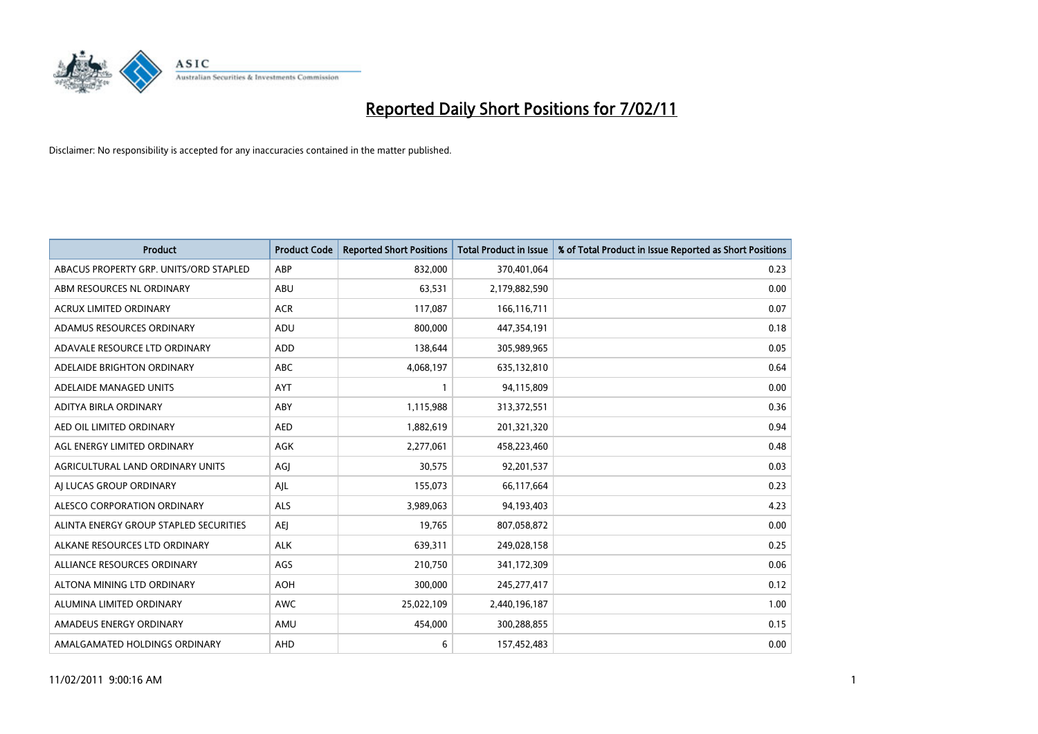# Reported Daily Short Positions for 7/02/11

Disclaimer: No responsibility is accepted for any inaccuracies contained in the matter published.

| Product | Product Code | Reported Short Positions | Total Product in Issue | % of Total Product in Issue Reported as Short Positions |
|---|---|---|---|---|
| ABACUS PROPERTY GRP. UNITS/ORD STAPLED | ABP | 832,000 | 370,401,064 | 0.23 |
| ABM RESOURCES NL ORDINARY | ABU | 63,531 | 2,179,882,590 | 0.00 |
| ACRUX LIMITED ORDINARY | ACR | 117,087 | 166,116,711 | 0.07 |
| ADAMUS RESOURCES ORDINARY | ADU | 800,000 | 447,354,191 | 0.18 |
| ADAVALE RESOURCE LTD ORDINARY | ADD | 138,644 | 305,989,965 | 0.05 |
| ADELAIDE BRIGHTON ORDINARY | ABC | 4,068,197 | 635,132,810 | 0.64 |
| ADELAIDE MANAGED UNITS | AYT | 1 | 94,115,809 | 0.00 |
| ADITYA BIRLA ORDINARY | ABY | 1,115,988 | 313,372,551 | 0.36 |
| AED OIL LIMITED ORDINARY | AED | 1,882,619 | 201,321,320 | 0.94 |
| AGL ENERGY LIMITED ORDINARY | AGK | 2,277,061 | 458,223,460 | 0.48 |
| AGRICULTURAL LAND ORDINARY UNITS | AGJ | 30,575 | 92,201,537 | 0.03 |
| AJ LUCAS GROUP ORDINARY | AJL | 155,073 | 66,117,664 | 0.23 |
| ALESCO CORPORATION ORDINARY | ALS | 3,989,063 | 94,193,403 | 4.23 |
| ALINTA ENERGY GROUP STAPLED SECURITIES | AEJ | 19,765 | 807,058,872 | 0.00 |
| ALKANE RESOURCES LTD ORDINARY | ALK | 639,311 | 249,028,158 | 0.25 |
| ALLIANCE RESOURCES ORDINARY | AGS | 210,750 | 341,172,309 | 0.06 |
| ALTONA MINING LTD ORDINARY | AOH | 300,000 | 245,277,417 | 0.12 |
| ALUMINA LIMITED ORDINARY | AWC | 25,022,109 | 2,440,196,187 | 1.00 |
| AMADEUS ENERGY ORDINARY | AMU | 454,000 | 300,288,855 | 0.15 |
| AMALGAMATED HOLDINGS ORDINARY | AHD | 6 | 157,452,483 | 0.00 |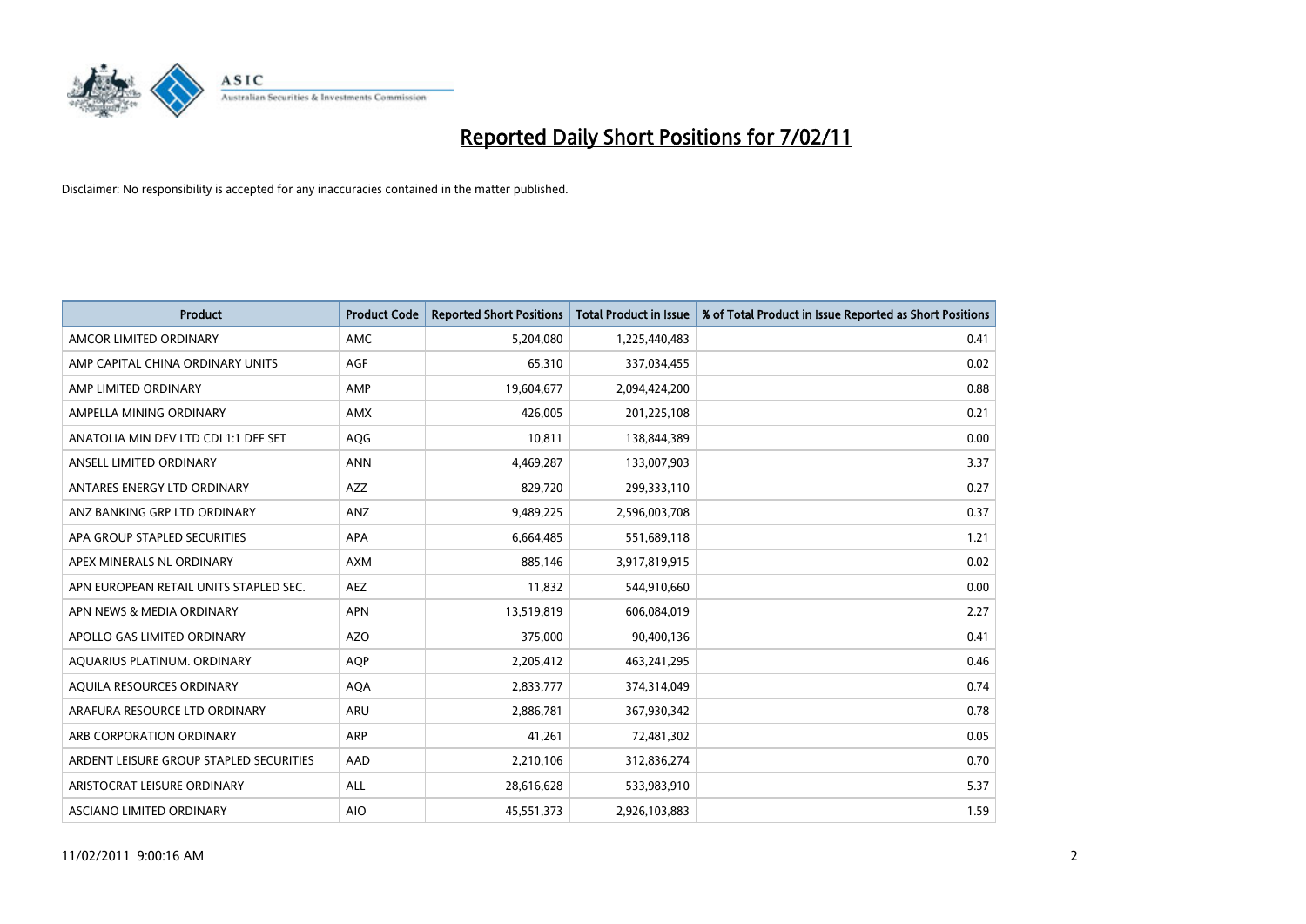# Reported Daily Short Positions for 7/02/11

Disclaimer: No responsibility is accepted for any inaccuracies contained in the matter published.

| Product | Product Code | Reported Short Positions | Total Product in Issue | % of Total Product in Issue Reported as Short Positions |
|---|---|---|---|---|
| AMCOR LIMITED ORDINARY | AMC | 5,204,080 | 1,225,440,483 | 0.41 |
| AMP CAPITAL CHINA ORDINARY UNITS | AGF | 65,310 | 337,034,455 | 0.02 |
| AMP LIMITED ORDINARY | AMP | 19,604,677 | 2,094,424,200 | 0.88 |
| AMPELLA MINING ORDINARY | AMX | 426,005 | 201,225,108 | 0.21 |
| ANATOLIA MIN DEV LTD CDI 1:1 DEF SET | AQG | 10,811 | 138,844,389 | 0.00 |
| ANSELL LIMITED ORDINARY | ANN | 4,469,287 | 133,007,903 | 3.37 |
| ANTARES ENERGY LTD ORDINARY | AZZ | 829,720 | 299,333,110 | 0.27 |
| ANZ BANKING GRP LTD ORDINARY | ANZ | 9,489,225 | 2,596,003,708 | 0.37 |
| APA GROUP STAPLED SECURITIES | APA | 6,664,485 | 551,689,118 | 1.21 |
| APEX MINERALS NL ORDINARY | AXM | 885,146 | 3,917,819,915 | 0.02 |
| APN EUROPEAN RETAIL UNITS STAPLED SEC. | AEZ | 11,832 | 544,910,660 | 0.00 |
| APN NEWS & MEDIA ORDINARY | APN | 13,519,819 | 606,084,019 | 2.27 |
| APOLLO GAS LIMITED ORDINARY | AZO | 375,000 | 90,400,136 | 0.41 |
| AQUARIUS PLATINUM. ORDINARY | AQP | 2,205,412 | 463,241,295 | 0.46 |
| AQUILA RESOURCES ORDINARY | AQA | 2,833,777 | 374,314,049 | 0.74 |
| ARAFURA RESOURCE LTD ORDINARY | ARU | 2,886,781 | 367,930,342 | 0.78 |
| ARB CORPORATION ORDINARY | ARP | 41,261 | 72,481,302 | 0.05 |
| ARDENT LEISURE GROUP STAPLED SECURITIES | AAD | 2,210,106 | 312,836,274 | 0.70 |
| ARISTOCRAT LEISURE ORDINARY | ALL | 28,616,628 | 533,983,910 | 5.37 |
| ASCIANO LIMITED ORDINARY | AIO | 45,551,373 | 2,926,103,883 | 1.59 |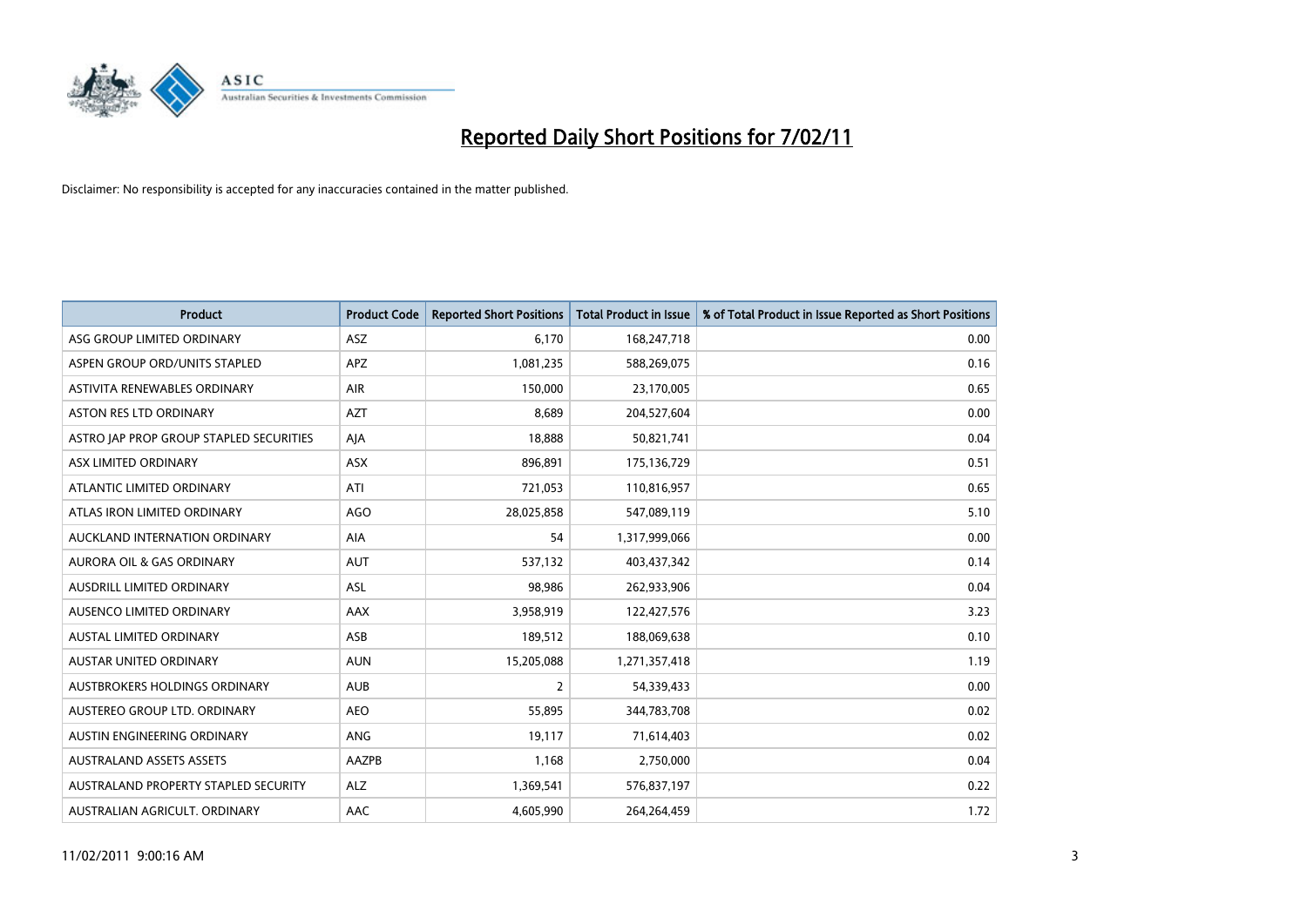# Reported Daily Short Positions for 7/02/11

Disclaimer: No responsibility is accepted for any inaccuracies contained in the matter published.

| Product | Product Code | Reported Short Positions | Total Product in Issue | % of Total Product in Issue Reported as Short Positions |
|---|---|---|---|---|
| ASG GROUP LIMITED ORDINARY | ASZ | 6,170 | 168,247,718 | 0.00 |
| ASPEN GROUP ORD/UNITS STAPLED | APZ | 1,081,235 | 588,269,075 | 0.16 |
| ASTIVITA RENEWABLES ORDINARY | AIR | 150,000 | 23,170,005 | 0.65 |
| ASTON RES LTD ORDINARY | AZT | 8,689 | 204,527,604 | 0.00 |
| ASTRO JAP PROP GROUP STAPLED SECURITIES | AJA | 18,888 | 50,821,741 | 0.04 |
| ASX LIMITED ORDINARY | ASX | 896,891 | 175,136,729 | 0.51 |
| ATLANTIC LIMITED ORDINARY | ATI | 721,053 | 110,816,957 | 0.65 |
| ATLAS IRON LIMITED ORDINARY | AGO | 28,025,858 | 547,089,119 | 5.10 |
| AUCKLAND INTERNATION ORDINARY | AIA | 54 | 1,317,999,066 | 0.00 |
| AURORA OIL & GAS ORDINARY | AUT | 537,132 | 403,437,342 | 0.14 |
| AUSDRILL LIMITED ORDINARY | ASL | 98,986 | 262,933,906 | 0.04 |
| AUSENCO LIMITED ORDINARY | AAX | 3,958,919 | 122,427,576 | 3.23 |
| AUSTAL LIMITED ORDINARY | ASB | 189,512 | 188,069,638 | 0.10 |
| AUSTAR UNITED ORDINARY | AUN | 15,205,088 | 1,271,357,418 | 1.19 |
| AUSTBROKERS HOLDINGS ORDINARY | AUB | 2 | 54,339,433 | 0.00 |
| AUSTEREO GROUP LTD. ORDINARY | AEO | 55,895 | 344,783,708 | 0.02 |
| AUSTIN ENGINEERING ORDINARY | ANG | 19,117 | 71,614,403 | 0.02 |
| AUSTRALAND ASSETS ASSETS | AAZPB | 1,168 | 2,750,000 | 0.04 |
| AUSTRALAND PROPERTY STAPLED SECURITY | ALZ | 1,369,541 | 576,837,197 | 0.22 |
| AUSTRALIAN AGRICULT. ORDINARY | AAC | 4,605,990 | 264,264,459 | 1.72 |

11/02/2011 9:00:16 AM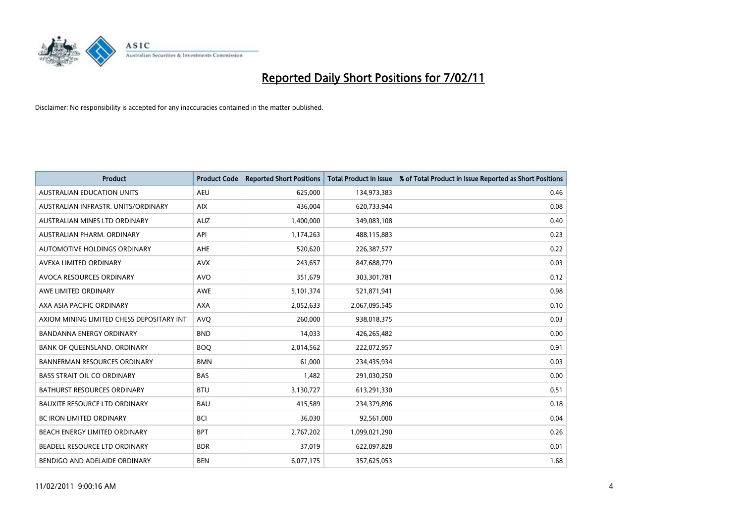# Reported Daily Short Positions for 7/02/11

Disclaimer: No responsibility is accepted for any inaccuracies contained in the matter published.

| Product | Product Code | Reported Short Positions | Total Product in Issue | % of Total Product in Issue Reported as Short Positions |
|---|---|---|---|---|
| AUSTRALIAN EDUCATION UNITS | AEU | 625,000 | 134,973,383 | 0.46 |
| AUSTRALIAN INFRASTR. UNITS/ORDINARY | AIX | 436,004 | 620,733,944 | 0.08 |
| AUSTRALIAN MINES LTD ORDINARY | AUZ | 1,400,000 | 349,083,108 | 0.40 |
| AUSTRALIAN PHARM. ORDINARY | API | 1,174,263 | 488,115,883 | 0.23 |
| AUTOMOTIVE HOLDINGS ORDINARY | AHE | 520,620 | 226,387,577 | 0.22 |
| AVEXA LIMITED ORDINARY | AVX | 243,657 | 847,688,779 | 0.03 |
| AVOCA RESOURCES ORDINARY | AVO | 351,679 | 303,301,781 | 0.12 |
| AWE LIMITED ORDINARY | AWE | 5,101,374 | 521,871,941 | 0.98 |
| AXA ASIA PACIFIC ORDINARY | AXA | 2,052,633 | 2,067,095,545 | 0.10 |
| AXIOM MINING LIMITED CHESS DEPOSITARY INT | AVQ | 260,000 | 938,018,375 | 0.03 |
| BANDANNA ENERGY ORDINARY | BND | 14,033 | 426,265,482 | 0.00 |
| BANK OF QUEENSLAND. ORDINARY | BOQ | 2,014,562 | 222,072,957 | 0.91 |
| BANNERMAN RESOURCES ORDINARY | BMN | 61,000 | 234,435,934 | 0.03 |
| BASS STRAIT OIL CO ORDINARY | BAS | 1,482 | 291,030,250 | 0.00 |
| BATHURST RESOURCES ORDINARY | BTU | 3,130,727 | 613,291,330 | 0.51 |
| BAUXITE RESOURCE LTD ORDINARY | BAU | 415,589 | 234,379,896 | 0.18 |
| BC IRON LIMITED ORDINARY | BCI | 36,030 | 92,561,000 | 0.04 |
| BEACH ENERGY LIMITED ORDINARY | BPT | 2,767,202 | 1,099,021,290 | 0.26 |
| BEADELL RESOURCE LTD ORDINARY | BDR | 37,019 | 622,097,828 | 0.01 |
| BENDIGO AND ADELAIDE ORDINARY | BEN | 6,077,175 | 357,625,053 | 1.68 |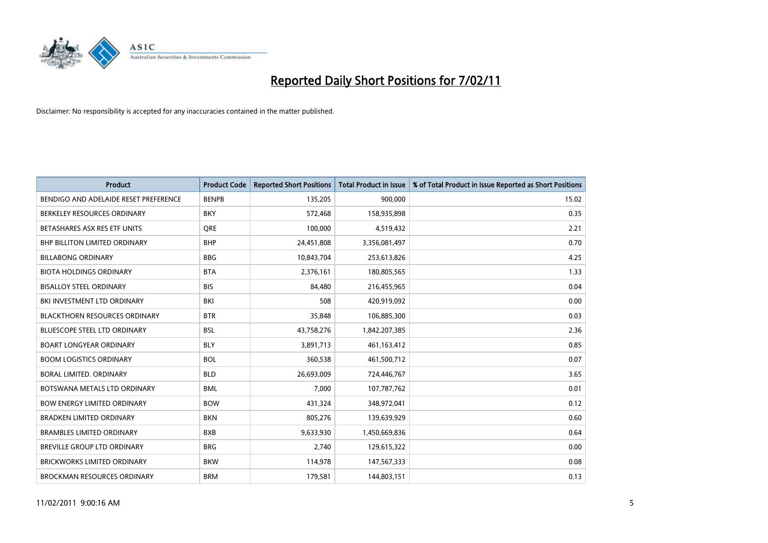# Reported Daily Short Positions for 7/02/11

Disclaimer: No responsibility is accepted for any inaccuracies contained in the matter published.

| Product | Product Code | Reported Short Positions | Total Product in Issue | % of Total Product in Issue Reported as Short Positions |
|---|---|---|---|---|
| BENDIGO AND ADELAIDE RESET PREFERENCE | BENPB | 135,205 | 900,000 | 15.02 |
| BERKELEY RESOURCES ORDINARY | BKY | 572,468 | 158,935,898 | 0.35 |
| BETASHARES ASX RES ETF UNITS | QRE | 100,000 | 4,519,432 | 2.21 |
| BHP BILLITON LIMITED ORDINARY | BHP | 24,451,808 | 3,356,081,497 | 0.70 |
| BILLABONG ORDINARY | BBG | 10,843,704 | 253,613,826 | 4.25 |
| BIOTA HOLDINGS ORDINARY | BTA | 2,376,161 | 180,805,565 | 1.33 |
| BISALLOY STEEL ORDINARY | BIS | 84,480 | 216,455,965 | 0.04 |
| BKI INVESTMENT LTD ORDINARY | BKI | 508 | 420,919,092 | 0.00 |
| BLACKTHORN RESOURCES ORDINARY | BTR | 35,848 | 106,885,300 | 0.03 |
| BLUESCOPE STEEL LTD ORDINARY | BSL | 43,758,276 | 1,842,207,385 | 2.36 |
| BOART LONGYEAR ORDINARY | BLY | 3,891,713 | 461,163,412 | 0.85 |
| BOOM LOGISTICS ORDINARY | BOL | 360,538 | 461,500,712 | 0.07 |
| BORAL LIMITED. ORDINARY | BLD | 26,693,009 | 724,446,767 | 3.65 |
| BOTSWANA METALS LTD ORDINARY | BML | 7,000 | 107,787,762 | 0.01 |
| BOW ENERGY LIMITED ORDINARY | BOW | 431,324 | 348,972,041 | 0.12 |
| BRADKEN LIMITED ORDINARY | BKN | 805,276 | 139,639,929 | 0.60 |
| BRAMBLES LIMITED ORDINARY | BXB | 9,633,930 | 1,450,669,836 | 0.64 |
| BREVILLE GROUP LTD ORDINARY | BRG | 2,740 | 129,615,322 | 0.00 |
| BRICKWORKS LIMITED ORDINARY | BKW | 114,978 | 147,567,333 | 0.08 |
| BROCKMAN RESOURCES ORDINARY | BRM | 179,581 | 144,803,151 | 0.13 |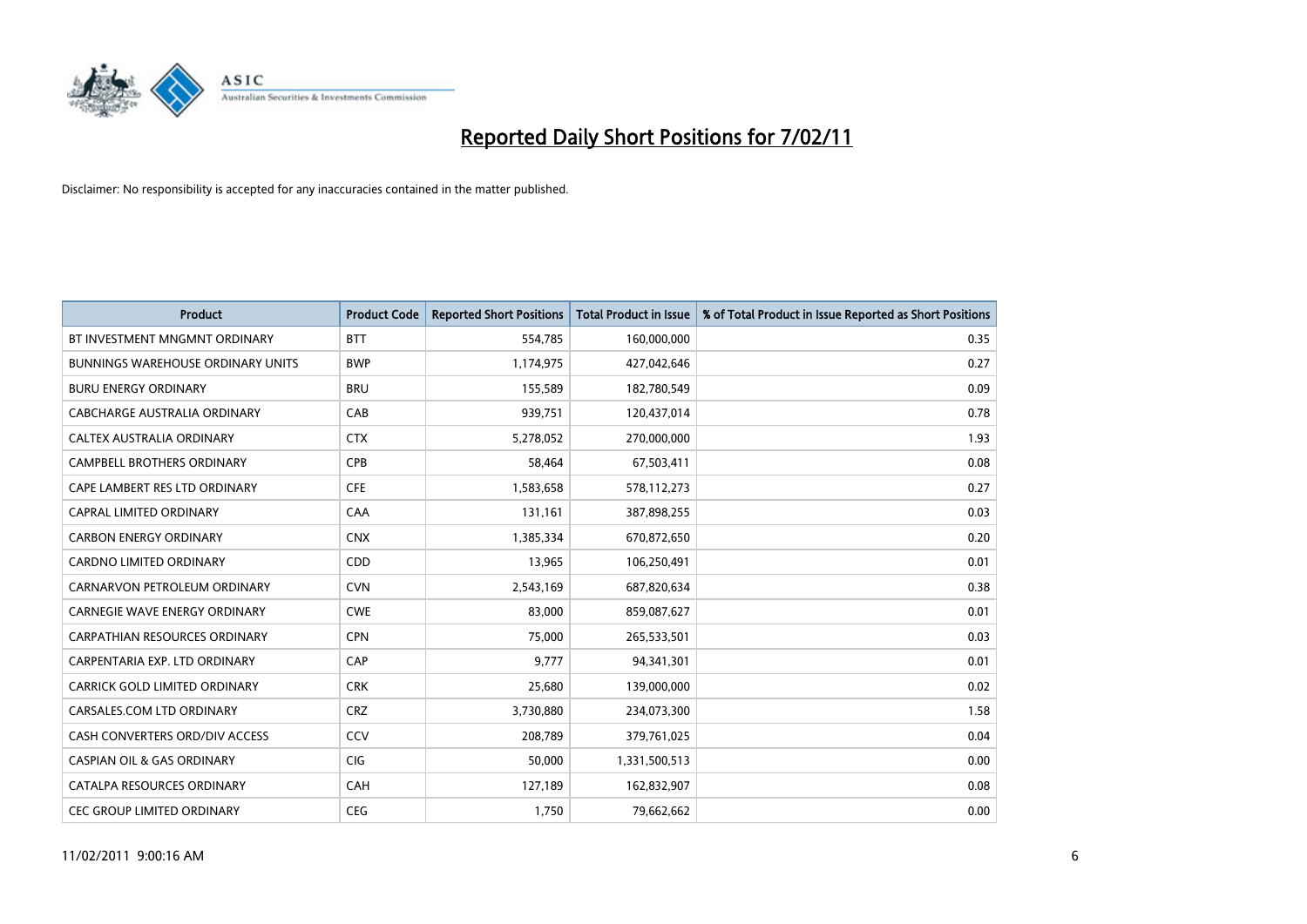# Reported Daily Short Positions for 7/02/11

Disclaimer: No responsibility is accepted for any inaccuracies contained in the matter published.

| Product | Product Code | Reported Short Positions | Total Product in Issue | % of Total Product in Issue Reported as Short Positions |
|---|---|---|---|---|
| BT INVESTMENT MNGMNT ORDINARY | BTT | 554,785 | 160,000,000 | 0.35 |
| BUNNINGS WAREHOUSE ORDINARY UNITS | BWP | 1,174,975 | 427,042,646 | 0.27 |
| BURU ENERGY ORDINARY | BRU | 155,589 | 182,780,549 | 0.09 |
| CABCHARGE AUSTRALIA ORDINARY | CAB | 939,751 | 120,437,014 | 0.78 |
| CALTEX AUSTRALIA ORDINARY | CTX | 5,278,052 | 270,000,000 | 1.93 |
| CAMPBELL BROTHERS ORDINARY | CPB | 58,464 | 67,503,411 | 0.08 |
| CAPE LAMBERT RES LTD ORDINARY | CFE | 1,583,658 | 578,112,273 | 0.27 |
| CAPRAL LIMITED ORDINARY | CAA | 131,161 | 387,898,255 | 0.03 |
| CARBON ENERGY ORDINARY | CNX | 1,385,334 | 670,872,650 | 0.20 |
| CARDNO LIMITED ORDINARY | CDD | 13,965 | 106,250,491 | 0.01 |
| CARNARVON PETROLEUM ORDINARY | CVN | 2,543,169 | 687,820,634 | 0.38 |
| CARNEGIE WAVE ENERGY ORDINARY | CWE | 83,000 | 859,087,627 | 0.01 |
| CARPATHIAN RESOURCES ORDINARY | CPN | 75,000 | 265,533,501 | 0.03 |
| CARPENTARIA EXP. LTD ORDINARY | CAP | 9,777 | 94,341,301 | 0.01 |
| CARRICK GOLD LIMITED ORDINARY | CRK | 25,680 | 139,000,000 | 0.02 |
| CARSALES.COM LTD ORDINARY | CRZ | 3,730,880 | 234,073,300 | 1.58 |
| CASH CONVERTERS ORD/DIV ACCESS | CCV | 208,789 | 379,761,025 | 0.04 |
| CASPIAN OIL & GAS ORDINARY | CIG | 50,000 | 1,331,500,513 | 0.00 |
| CATALPA RESOURCES ORDINARY | CAH | 127,189 | 162,832,907 | 0.08 |
| CEC GROUP LIMITED ORDINARY | CEG | 1,750 | 79,662,662 | 0.00 |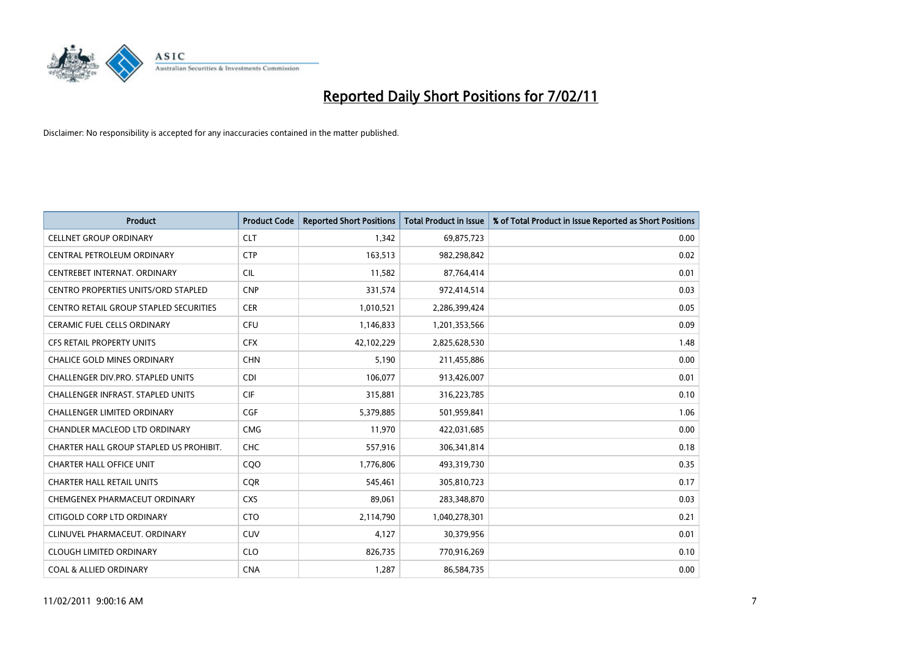# Reported Daily Short Positions for 7/02/11

Disclaimer: No responsibility is accepted for any inaccuracies contained in the matter published.

| Product | Product Code | Reported Short Positions | Total Product in Issue | % of Total Product in Issue Reported as Short Positions |
|---|---|---|---|---|
| CELLNET GROUP ORDINARY | CLT | 1,342 | 69,875,723 | 0.00 |
| CENTRAL PETROLEUM ORDINARY | CTP | 163,513 | 982,298,842 | 0.02 |
| CENTREBET INTERNAT. ORDINARY | CIL | 11,582 | 87,764,414 | 0.01 |
| CENTRO PROPERTIES UNITS/ORD STAPLED | CNP | 331,574 | 972,414,514 | 0.03 |
| CENTRO RETAIL GROUP STAPLED SECURITIES | CER | 1,010,521 | 2,286,399,424 | 0.05 |
| CERAMIC FUEL CELLS ORDINARY | CFU | 1,146,833 | 1,201,353,566 | 0.09 |
| CFS RETAIL PROPERTY UNITS | CFX | 42,102,229 | 2,825,628,530 | 1.48 |
| CHALICE GOLD MINES ORDINARY | CHN | 5,190 | 211,455,886 | 0.00 |
| CHALLENGER DIV.PRO. STAPLED UNITS | CDI | 106,077 | 913,426,007 | 0.01 |
| CHALLENGER INFRAST. STAPLED UNITS | CIF | 315,881 | 316,223,785 | 0.10 |
| CHALLENGER LIMITED ORDINARY | CGF | 5,379,885 | 501,959,841 | 1.06 |
| CHANDLER MACLEOD LTD ORDINARY | CMG | 11,970 | 422,031,685 | 0.00 |
| CHARTER HALL GROUP STAPLED US PROHIBIT. | CHC | 557,916 | 306,341,814 | 0.18 |
| CHARTER HALL OFFICE UNIT | CQO | 1,776,806 | 493,319,730 | 0.35 |
| CHARTER HALL RETAIL UNITS | CQR | 545,461 | 305,810,723 | 0.17 |
| CHEMGENEX PHARMACEUT ORDINARY | CXS | 89,061 | 283,348,870 | 0.03 |
| CITIGOLD CORP LTD ORDINARY | CTO | 2,114,790 | 1,040,278,301 | 0.21 |
| CLINUVEL PHARMACEUT. ORDINARY | CUV | 4,127 | 30,379,956 | 0.01 |
| CLOUGH LIMITED ORDINARY | CLO | 826,735 | 770,916,269 | 0.10 |
| COAL & ALLIED ORDINARY | CNA | 1,287 | 86,584,735 | 0.00 |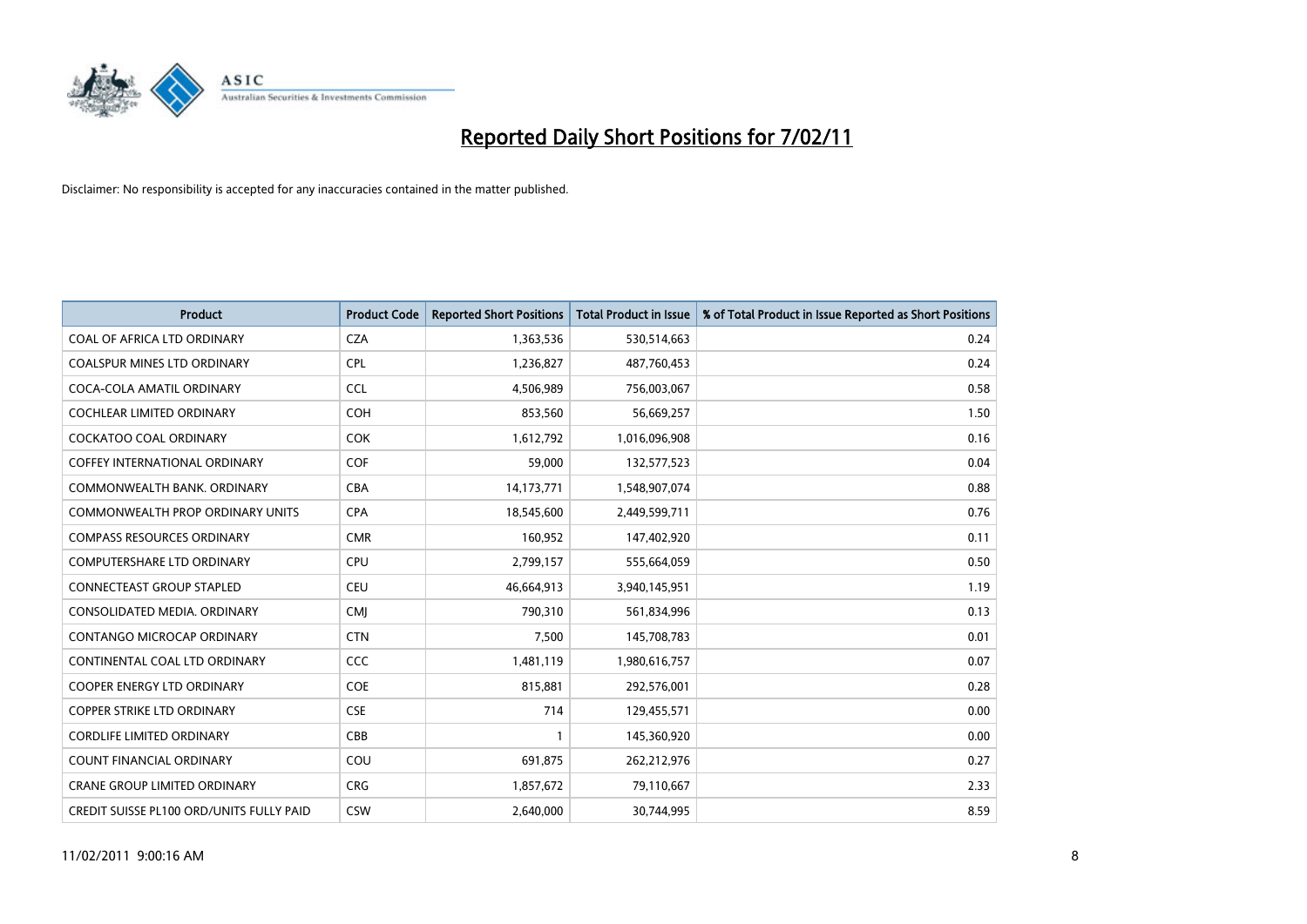# Reported Daily Short Positions for 7/02/11

Disclaimer: No responsibility is accepted for any inaccuracies contained in the matter published.

| Product | Product Code | Reported Short Positions | Total Product in Issue | % of Total Product in Issue Reported as Short Positions |
|---|---|---|---|---|
| COAL OF AFRICA LTD ORDINARY | CZA | 1,363,536 | 530,514,663 | 0.24 |
| COALSPUR MINES LTD ORDINARY | CPL | 1,236,827 | 487,760,453 | 0.24 |
| COCA-COLA AMATIL ORDINARY | CCL | 4,506,989 | 756,003,067 | 0.58 |
| COCHLEAR LIMITED ORDINARY | COH | 853,560 | 56,669,257 | 1.50 |
| COCKATOO COAL ORDINARY | COK | 1,612,792 | 1,016,096,908 | 0.16 |
| COFFEY INTERNATIONAL ORDINARY | COF | 59,000 | 132,577,523 | 0.04 |
| COMMONWEALTH BANK. ORDINARY | CBA | 14,173,771 | 1,548,907,074 | 0.88 |
| COMMONWEALTH PROP ORDINARY UNITS | CPA | 18,545,600 | 2,449,599,711 | 0.76 |
| COMPASS RESOURCES ORDINARY | CMR | 160,952 | 147,402,920 | 0.11 |
| COMPUTERSHARE LTD ORDINARY | CPU | 2,799,157 | 555,664,059 | 0.50 |
| CONNECTEAST GROUP STAPLED | CEU | 46,664,913 | 3,940,145,951 | 1.19 |
| CONSOLIDATED MEDIA. ORDINARY | CMJ | 790,310 | 561,834,996 | 0.13 |
| CONTANGO MICROCAP ORDINARY | CTN | 7,500 | 145,708,783 | 0.01 |
| CONTINENTAL COAL LTD ORDINARY | CCC | 1,481,119 | 1,980,616,757 | 0.07 |
| COOPER ENERGY LTD ORDINARY | COE | 815,881 | 292,576,001 | 0.28 |
| COPPER STRIKE LTD ORDINARY | CSE | 714 | 129,455,571 | 0.00 |
| CORDLIFE LIMITED ORDINARY | CBB | 1 | 145,360,920 | 0.00 |
| COUNT FINANCIAL ORDINARY | COU | 691,875 | 262,212,976 | 0.27 |
| CRANE GROUP LIMITED ORDINARY | CRG | 1,857,672 | 79,110,667 | 2.33 |
| CREDIT SUISSE PL100 ORD/UNITS FULLY PAID | CSW | 2,640,000 | 30,744,995 | 8.59 |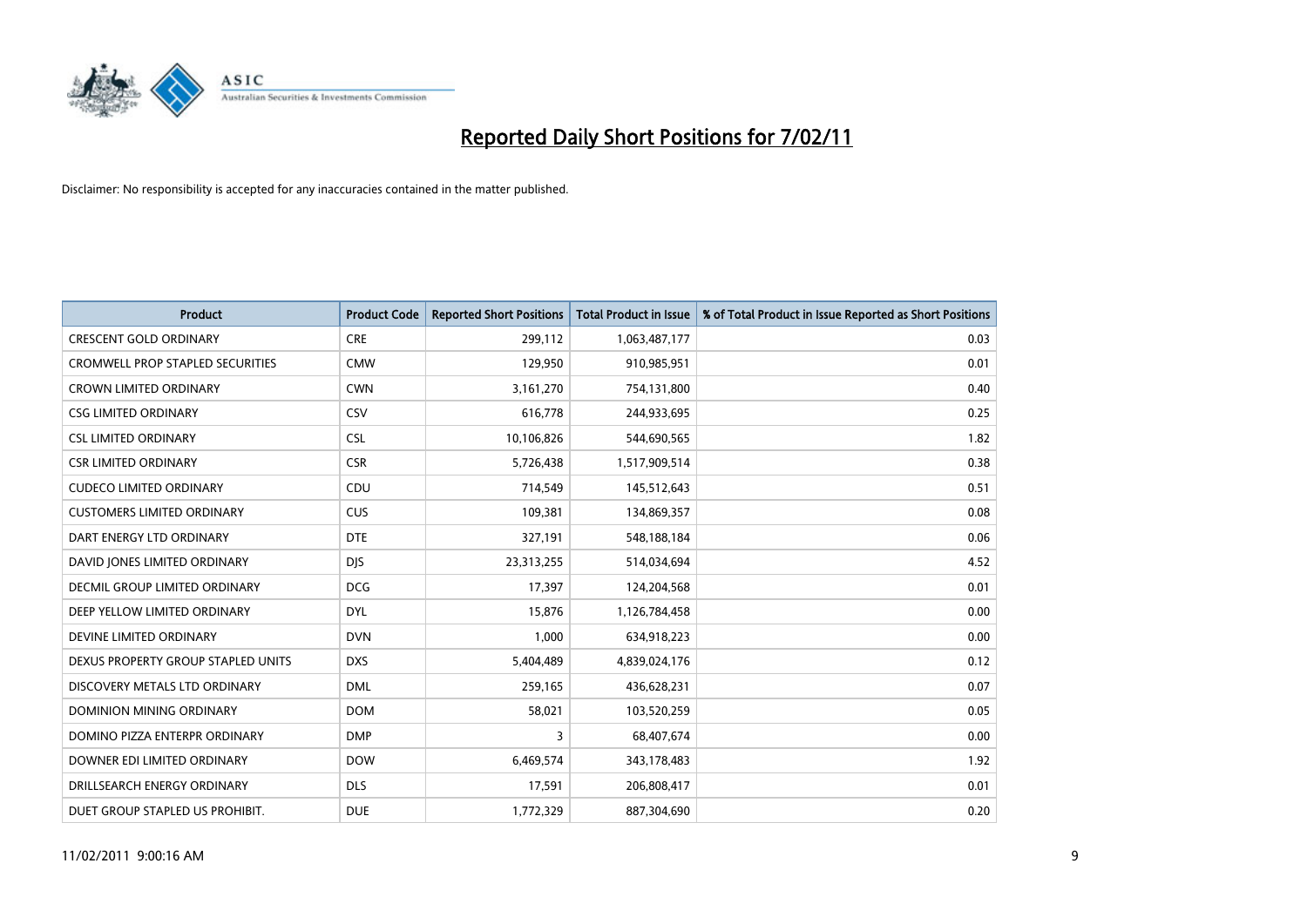# Reported Daily Short Positions for 7/02/11

Disclaimer: No responsibility is accepted for any inaccuracies contained in the matter published.

| Product | Product Code | Reported Short Positions | Total Product in Issue | % of Total Product in Issue Reported as Short Positions |
|---|---|---|---|---|
| CRESCENT GOLD ORDINARY | CRE | 299,112 | 1,063,487,177 | 0.03 |
| CROMWELL PROP STAPLED SECURITIES | CMW | 129,950 | 910,985,951 | 0.01 |
| CROWN LIMITED ORDINARY | CWN | 3,161,270 | 754,131,800 | 0.40 |
| CSG LIMITED ORDINARY | CSV | 616,778 | 244,933,695 | 0.25 |
| CSL LIMITED ORDINARY | CSL | 10,106,826 | 544,690,565 | 1.82 |
| CSR LIMITED ORDINARY | CSR | 5,726,438 | 1,517,909,514 | 0.38 |
| CUDECO LIMITED ORDINARY | CDU | 714,549 | 145,512,643 | 0.51 |
| CUSTOMERS LIMITED ORDINARY | CUS | 109,381 | 134,869,357 | 0.08 |
| DART ENERGY LTD ORDINARY | DTE | 327,191 | 548,188,184 | 0.06 |
| DAVID JONES LIMITED ORDINARY | DJS | 23,313,255 | 514,034,694 | 4.52 |
| DECMIL GROUP LIMITED ORDINARY | DCG | 17,397 | 124,204,568 | 0.01 |
| DEEP YELLOW LIMITED ORDINARY | DYL | 15,876 | 1,126,784,458 | 0.00 |
| DEVINE LIMITED ORDINARY | DVN | 1,000 | 634,918,223 | 0.00 |
| DEXUS PROPERTY GROUP STAPLED UNITS | DXS | 5,404,489 | 4,839,024,176 | 0.12 |
| DISCOVERY METALS LTD ORDINARY | DML | 259,165 | 436,628,231 | 0.07 |
| DOMINION MINING ORDINARY | DOM | 58,021 | 103,520,259 | 0.05 |
| DOMINO PIZZA ENTERPR ORDINARY | DMP | 3 | 68,407,674 | 0.00 |
| DOWNER EDI LIMITED ORDINARY | DOW | 6,469,574 | 343,178,483 | 1.92 |
| DRILLSEARCH ENERGY ORDINARY | DLS | 17,591 | 206,808,417 | 0.01 |
| DUET GROUP STAPLED US PROHIBIT. | DUE | 1,772,329 | 887,304,690 | 0.20 |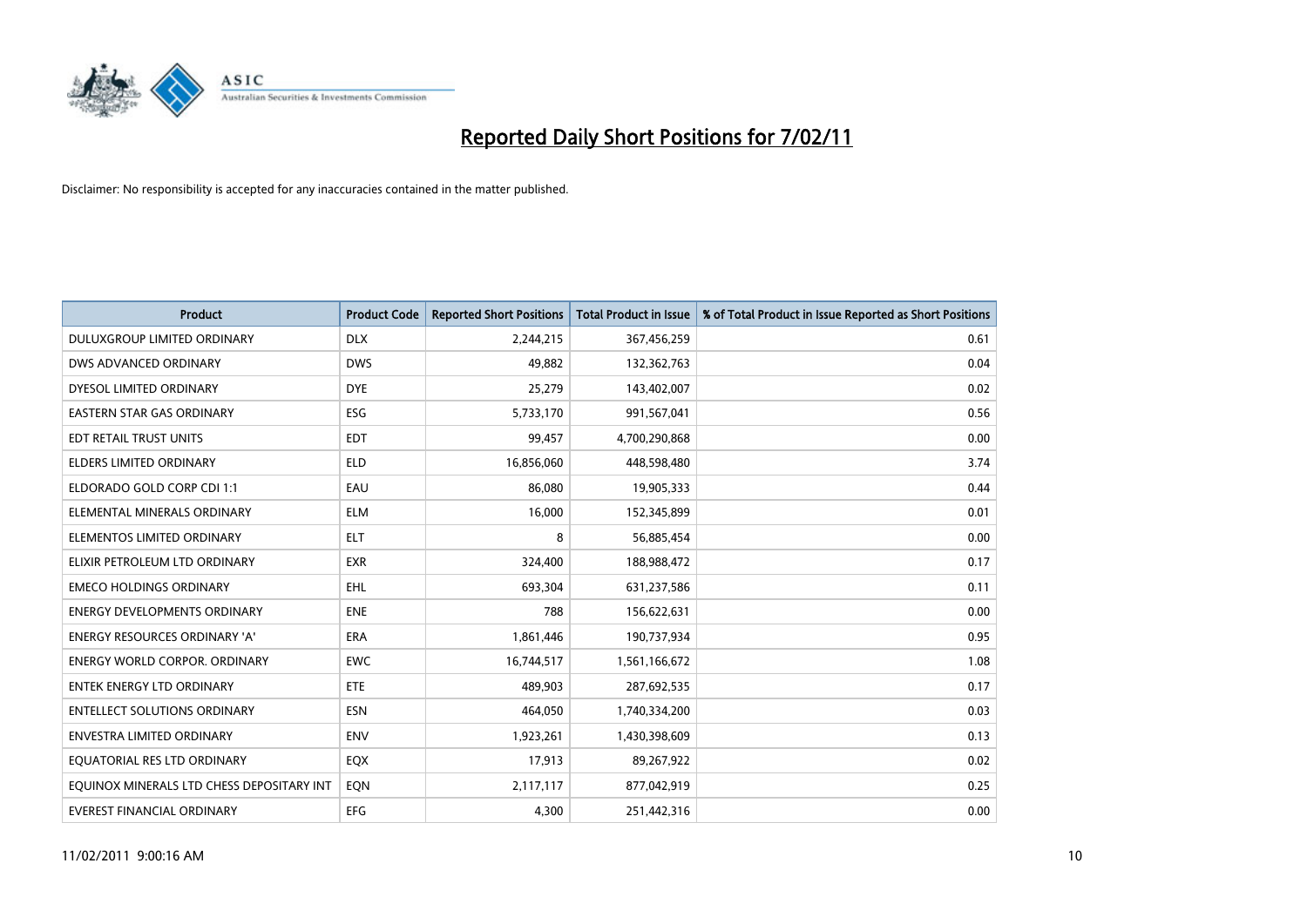# Reported Daily Short Positions for 7/02/11

Disclaimer: No responsibility is accepted for any inaccuracies contained in the matter published.

| Product | Product Code | Reported Short Positions | Total Product in Issue | % of Total Product in Issue Reported as Short Positions |
|---|---|---|---|---|
| DULUXGROUP LIMITED ORDINARY | DLX | 2,244,215 | 367,456,259 | 0.61 |
| DWS ADVANCED ORDINARY | DWS | 49,882 | 132,362,763 | 0.04 |
| DYESOL LIMITED ORDINARY | DYE | 25,279 | 143,402,007 | 0.02 |
| EASTERN STAR GAS ORDINARY | ESG | 5,733,170 | 991,567,041 | 0.56 |
| EDT RETAIL TRUST UNITS | EDT | 99,457 | 4,700,290,868 | 0.00 |
| ELDERS LIMITED ORDINARY | ELD | 16,856,060 | 448,598,480 | 3.74 |
| ELDORADO GOLD CORP CDI 1:1 | EAU | 86,080 | 19,905,333 | 0.44 |
| ELEMENTAL MINERALS ORDINARY | ELM | 16,000 | 152,345,899 | 0.01 |
| ELEMENTOS LIMITED ORDINARY | ELT | 8 | 56,885,454 | 0.00 |
| ELIXIR PETROLEUM LTD ORDINARY | EXR | 324,400 | 188,988,472 | 0.17 |
| EMECO HOLDINGS ORDINARY | EHL | 693,304 | 631,237,586 | 0.11 |
| ENERGY DEVELOPMENTS ORDINARY | ENE | 788 | 156,622,631 | 0.00 |
| ENERGY RESOURCES ORDINARY 'A' | ERA | 1,861,446 | 190,737,934 | 0.95 |
| ENERGY WORLD CORPOR. ORDINARY | EWC | 16,744,517 | 1,561,166,672 | 1.08 |
| ENTEK ENERGY LTD ORDINARY | ETE | 489,903 | 287,692,535 | 0.17 |
| ENTELLECT SOLUTIONS ORDINARY | ESN | 464,050 | 1,740,334,200 | 0.03 |
| ENVESTRA LIMITED ORDINARY | ENV | 1,923,261 | 1,430,398,609 | 0.13 |
| EQUATORIAL RES LTD ORDINARY | EQX | 17,913 | 89,267,922 | 0.02 |
| EQUINOX MINERALS LTD CHESS DEPOSITARY INT | EQN | 2,117,117 | 877,042,919 | 0.25 |
| EVEREST FINANCIAL ORDINARY | EFG | 4,300 | 251,442,316 | 0.00 |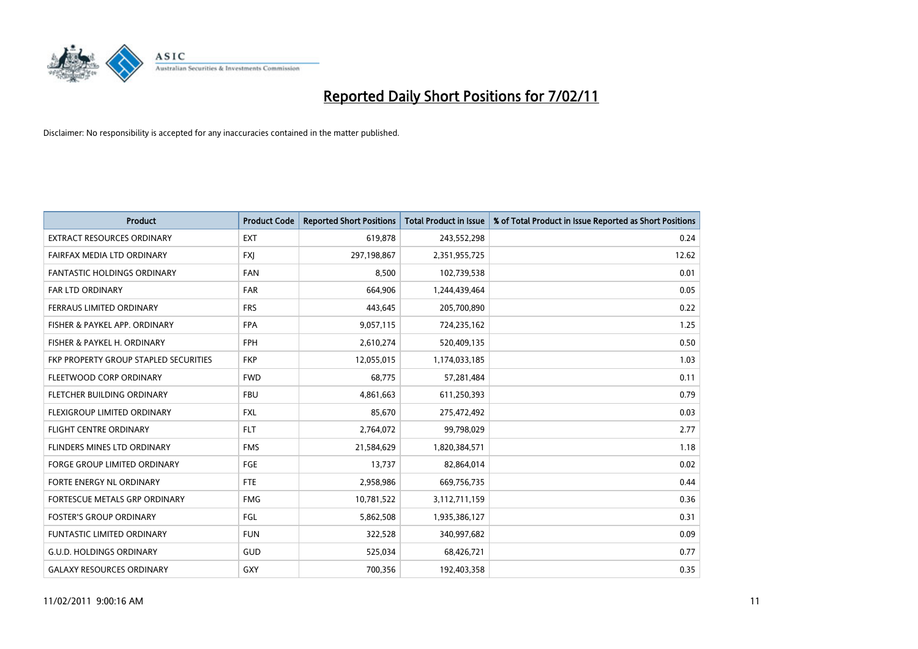# Reported Daily Short Positions for 7/02/11

Disclaimer: No responsibility is accepted for any inaccuracies contained in the matter published.

| Product | Product Code | Reported Short Positions | Total Product in Issue | % of Total Product in Issue Reported as Short Positions |
|---|---|---|---|---|
| EXTRACT RESOURCES ORDINARY | EXT | 619,878 | 243,552,298 | 0.24 |
| FAIRFAX MEDIA LTD ORDINARY | FXJ | 297,198,867 | 2,351,955,725 | 12.62 |
| FANTASTIC HOLDINGS ORDINARY | FAN | 8,500 | 102,739,538 | 0.01 |
| FAR LTD ORDINARY | FAR | 664,906 | 1,244,439,464 | 0.05 |
| FERRAUS LIMITED ORDINARY | FRS | 443,645 | 205,700,890 | 0.22 |
| FISHER & PAYKEL APP. ORDINARY | FPA | 9,057,115 | 724,235,162 | 1.25 |
| FISHER & PAYKEL H. ORDINARY | FPH | 2,610,274 | 520,409,135 | 0.50 |
| FKP PROPERTY GROUP STAPLED SECURITIES | FKP | 12,055,015 | 1,174,033,185 | 1.03 |
| FLEETWOOD CORP ORDINARY | FWD | 68,775 | 57,281,484 | 0.11 |
| FLETCHER BUILDING ORDINARY | FBU | 4,861,663 | 611,250,393 | 0.79 |
| FLEXIGROUP LIMITED ORDINARY | FXL | 85,670 | 275,472,492 | 0.03 |
| FLIGHT CENTRE ORDINARY | FLT | 2,764,072 | 99,798,029 | 2.77 |
| FLINDERS MINES LTD ORDINARY | FMS | 21,584,629 | 1,820,384,571 | 1.18 |
| FORGE GROUP LIMITED ORDINARY | FGE | 13,737 | 82,864,014 | 0.02 |
| FORTE ENERGY NL ORDINARY | FTE | 2,958,986 | 669,756,735 | 0.44 |
| FORTESCUE METALS GRP ORDINARY | FMG | 10,781,522 | 3,112,711,159 | 0.36 |
| FOSTER'S GROUP ORDINARY | FGL | 5,862,508 | 1,935,386,127 | 0.31 |
| FUNTASTIC LIMITED ORDINARY | FUN | 322,528 | 340,997,682 | 0.09 |
| G.U.D. HOLDINGS ORDINARY | GUD | 525,034 | 68,426,721 | 0.77 |
| GALAXY RESOURCES ORDINARY | GXY | 700,356 | 192,403,358 | 0.35 |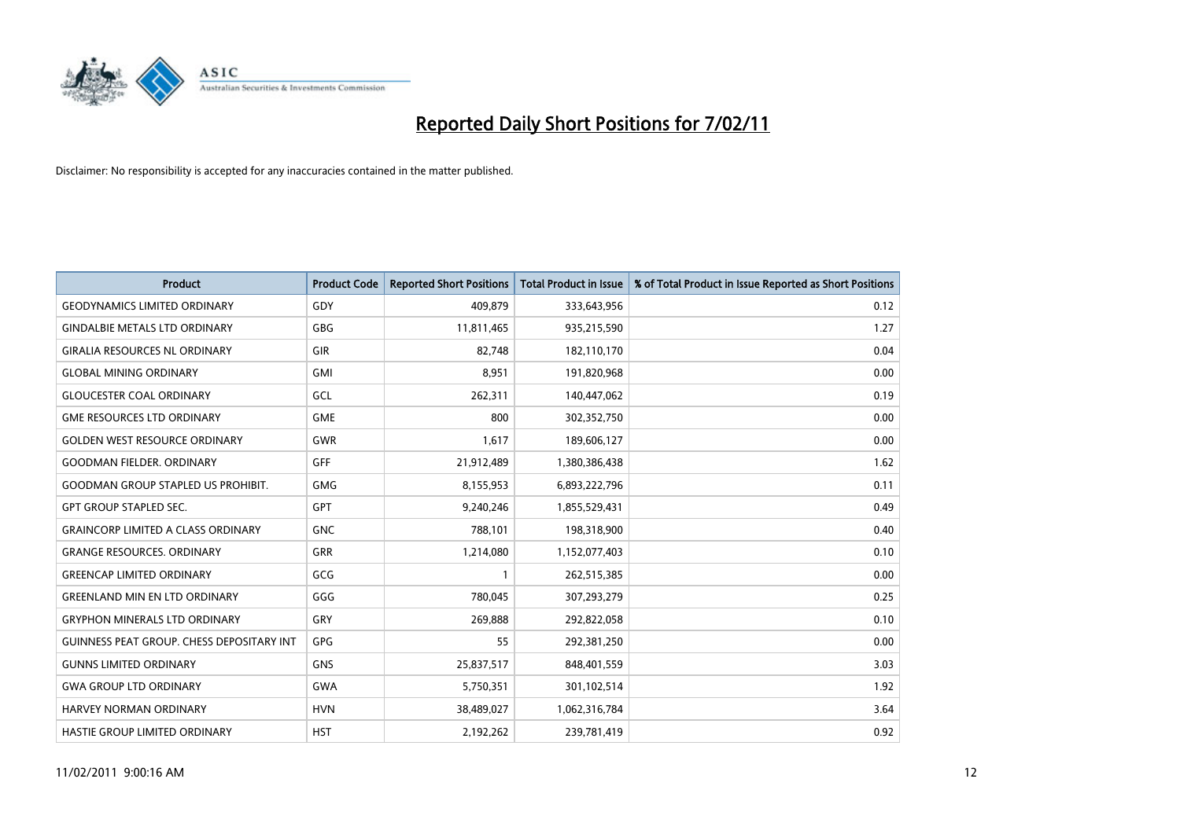# Reported Daily Short Positions for 7/02/11

Disclaimer: No responsibility is accepted for any inaccuracies contained in the matter published.

| Product | Product Code | Reported Short Positions | Total Product in Issue | % of Total Product in Issue Reported as Short Positions |
|---|---|---|---|---|
| GEODYNAMICS LIMITED ORDINARY | GDY | 409,879 | 333,643,956 | 0.12 |
| GINDALBIE METALS LTD ORDINARY | GBG | 11,811,465 | 935,215,590 | 1.27 |
| GIRALIA RESOURCES NL ORDINARY | GIR | 82,748 | 182,110,170 | 0.04 |
| GLOBAL MINING ORDINARY | GMI | 8,951 | 191,820,968 | 0.00 |
| GLOUCESTER COAL ORDINARY | GCL | 262,311 | 140,447,062 | 0.19 |
| GME RESOURCES LTD ORDINARY | GME | 800 | 302,352,750 | 0.00 |
| GOLDEN WEST RESOURCE ORDINARY | GWR | 1,617 | 189,606,127 | 0.00 |
| GOODMAN FIELDER. ORDINARY | GFF | 21,912,489 | 1,380,386,438 | 1.62 |
| GOODMAN GROUP STAPLED US PROHIBIT. | GMG | 8,155,953 | 6,893,222,796 | 0.11 |
| GPT GROUP STAPLED SEC. | GPT | 9,240,246 | 1,855,529,431 | 0.49 |
| GRAINCORP LIMITED A CLASS ORDINARY | GNC | 788,101 | 198,318,900 | 0.40 |
| GRANGE RESOURCES. ORDINARY | GRR | 1,214,080 | 1,152,077,403 | 0.10 |
| GREENCAP LIMITED ORDINARY | GCG | 1 | 262,515,385 | 0.00 |
| GREENLAND MIN EN LTD ORDINARY | GGG | 780,045 | 307,293,279 | 0.25 |
| GRYPHON MINERALS LTD ORDINARY | GRY | 269,888 | 292,822,058 | 0.10 |
| GUINNESS PEAT GROUP. CHESS DEPOSITARY INT | GPG | 55 | 292,381,250 | 0.00 |
| GUNNS LIMITED ORDINARY | GNS | 25,837,517 | 848,401,559 | 3.03 |
| GWA GROUP LTD ORDINARY | GWA | 5,750,351 | 301,102,514 | 1.92 |
| HARVEY NORMAN ORDINARY | HVN | 38,489,027 | 1,062,316,784 | 3.64 |
| HASTIE GROUP LIMITED ORDINARY | HST | 2,192,262 | 239,781,419 | 0.92 |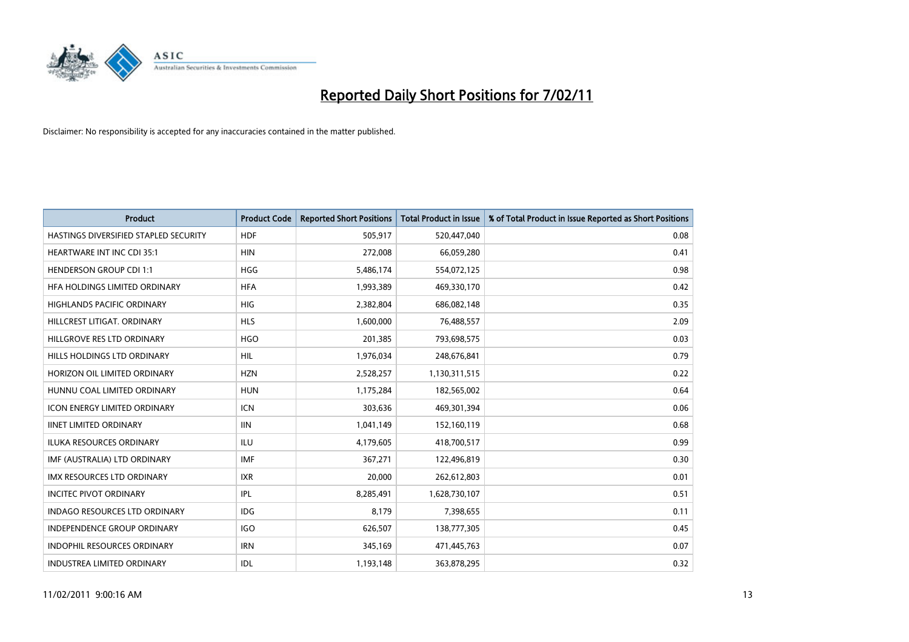# Reported Daily Short Positions for 7/02/11

Disclaimer: No responsibility is accepted for any inaccuracies contained in the matter published.

| Product | Product Code | Reported Short Positions | Total Product in Issue | % of Total Product in Issue Reported as Short Positions |
|---|---|---|---|---|
| HASTINGS DIVERSIFIED STAPLED SECURITY | HDF | 505,917 | 520,447,040 | 0.08 |
| HEARTWARE INT INC CDI 35:1 | HIN | 272,008 | 66,059,280 | 0.41 |
| HENDERSON GROUP CDI 1:1 | HGG | 5,486,174 | 554,072,125 | 0.98 |
| HFA HOLDINGS LIMITED ORDINARY | HFA | 1,993,389 | 469,330,170 | 0.42 |
| HIGHLANDS PACIFIC ORDINARY | HIG | 2,382,804 | 686,082,148 | 0.35 |
| HILLCREST LITIGAT. ORDINARY | HLS | 1,600,000 | 76,488,557 | 2.09 |
| HILLGROVE RES LTD ORDINARY | HGO | 201,385 | 793,698,575 | 0.03 |
| HILLS HOLDINGS LTD ORDINARY | HIL | 1,976,034 | 248,676,841 | 0.79 |
| HORIZON OIL LIMITED ORDINARY | HZN | 2,528,257 | 1,130,311,515 | 0.22 |
| HUNNU COAL LIMITED ORDINARY | HUN | 1,175,284 | 182,565,002 | 0.64 |
| ICON ENERGY LIMITED ORDINARY | ICN | 303,636 | 469,301,394 | 0.06 |
| IINET LIMITED ORDINARY | IIN | 1,041,149 | 152,160,119 | 0.68 |
| ILUKA RESOURCES ORDINARY | ILU | 4,179,605 | 418,700,517 | 0.99 |
| IMF (AUSTRALIA) LTD ORDINARY | IMF | 367,271 | 122,496,819 | 0.30 |
| IMX RESOURCES LTD ORDINARY | IXR | 20,000 | 262,612,803 | 0.01 |
| INCITEC PIVOT ORDINARY | IPL | 8,285,491 | 1,628,730,107 | 0.51 |
| INDAGO RESOURCES LTD ORDINARY | IDG | 8,179 | 7,398,655 | 0.11 |
| INDEPENDENCE GROUP ORDINARY | IGO | 626,507 | 138,777,305 | 0.45 |
| INDOPHIL RESOURCES ORDINARY | IRN | 345,169 | 471,445,763 | 0.07 |
| INDUSTREA LIMITED ORDINARY | IDL | 1,193,148 | 363,878,295 | 0.32 |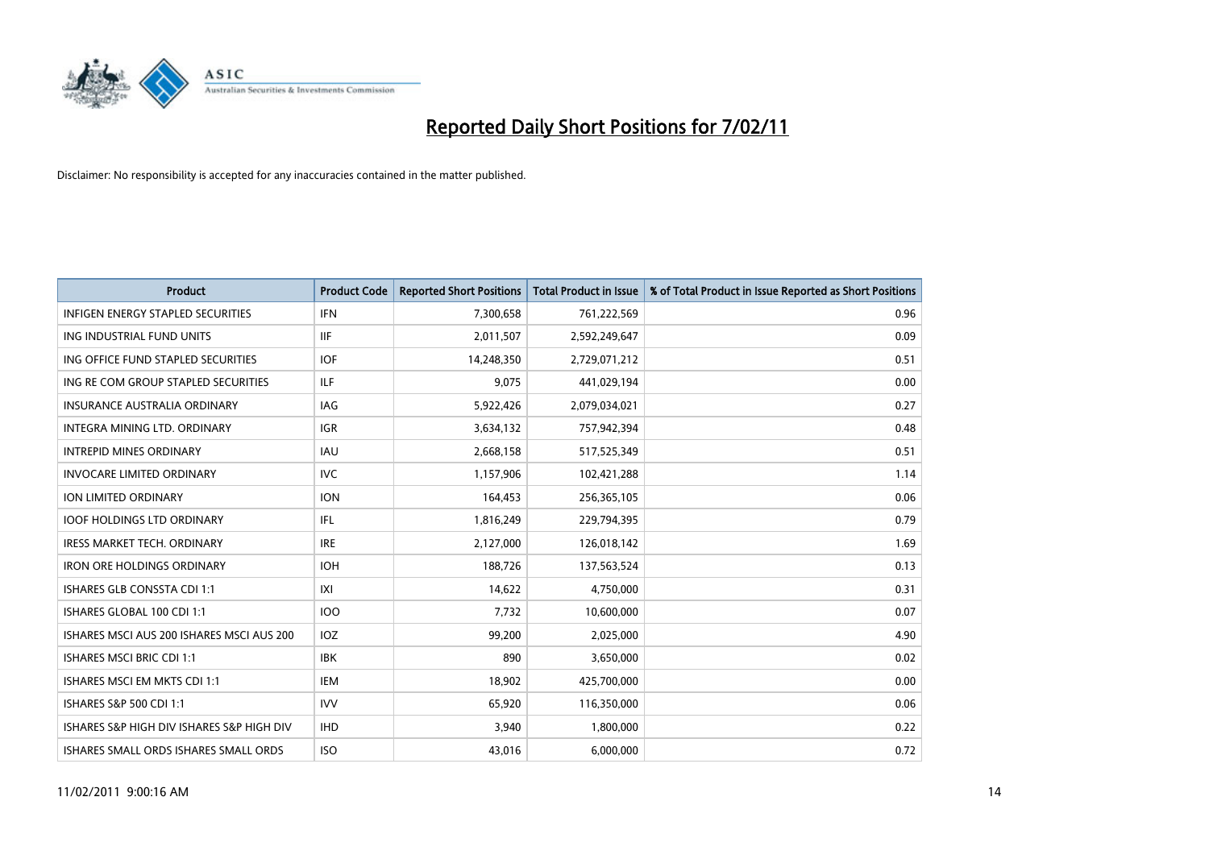# Reported Daily Short Positions for 7/02/11

Disclaimer: No responsibility is accepted for any inaccuracies contained in the matter published.

| Product | Product Code | Reported Short Positions | Total Product in Issue | % of Total Product in Issue Reported as Short Positions |
|---|---|---|---|---|
| INFIGEN ENERGY STAPLED SECURITIES | IFN | 7,300,658 | 761,222,569 | 0.96 |
| ING INDUSTRIAL FUND UNITS | IIF | 2,011,507 | 2,592,249,647 | 0.09 |
| ING OFFICE FUND STAPLED SECURITIES | IOF | 14,248,350 | 2,729,071,212 | 0.51 |
| ING RE COM GROUP STAPLED SECURITIES | ILF | 9,075 | 441,029,194 | 0.00 |
| INSURANCE AUSTRALIA ORDINARY | IAG | 5,922,426 | 2,079,034,021 | 0.27 |
| INTEGRA MINING LTD. ORDINARY | IGR | 3,634,132 | 757,942,394 | 0.48 |
| INTREPID MINES ORDINARY | IAU | 2,668,158 | 517,525,349 | 0.51 |
| INVOCARE LIMITED ORDINARY | IVC | 1,157,906 | 102,421,288 | 1.14 |
| ION LIMITED ORDINARY | ION | 164,453 | 256,365,105 | 0.06 |
| IOOF HOLDINGS LTD ORDINARY | IFL | 1,816,249 | 229,794,395 | 0.79 |
| IRESS MARKET TECH. ORDINARY | IRE | 2,127,000 | 126,018,142 | 1.69 |
| IRON ORE HOLDINGS ORDINARY | IOH | 188,726 | 137,563,524 | 0.13 |
| ISHARES GLB CONSSTA CDI 1:1 | IXI | 14,622 | 4,750,000 | 0.31 |
| ISHARES GLOBAL 100 CDI 1:1 | IOO | 7,732 | 10,600,000 | 0.07 |
| ISHARES MSCI AUS 200 ISHARES MSCI AUS 200 | IOZ | 99,200 | 2,025,000 | 4.90 |
| ISHARES MSCI BRIC CDI 1:1 | IBK | 890 | 3,650,000 | 0.02 |
| ISHARES MSCI EM MKTS CDI 1:1 | IEM | 18,902 | 425,700,000 | 0.00 |
| ISHARES S&P 500 CDI 1:1 | IVV | 65,920 | 116,350,000 | 0.06 |
| ISHARES S&P HIGH DIV ISHARES S&P HIGH DIV | IHD | 3,940 | 1,800,000 | 0.22 |
| ISHARES SMALL ORDS ISHARES SMALL ORDS | ISO | 43,016 | 6,000,000 | 0.72 |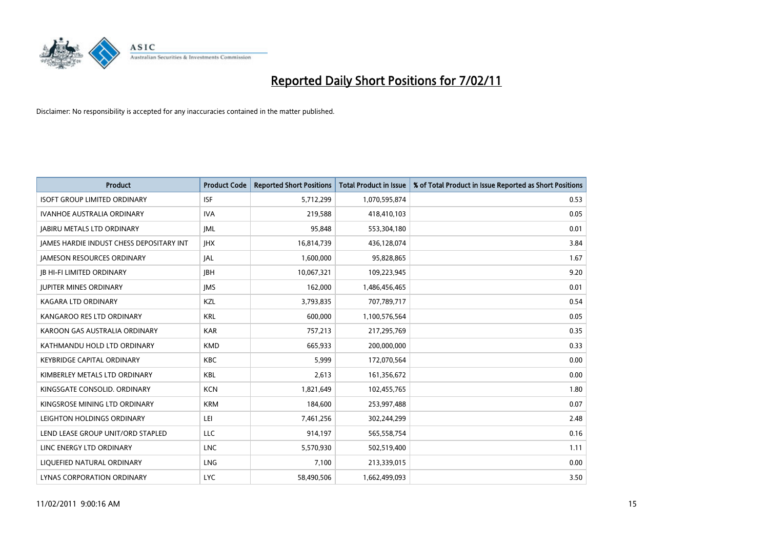# Reported Daily Short Positions for 7/02/11

Disclaimer: No responsibility is accepted for any inaccuracies contained in the matter published.

| Product | Product Code | Reported Short Positions | Total Product in Issue | % of Total Product in Issue Reported as Short Positions |
|---|---|---|---|---|
| ISOFT GROUP LIMITED ORDINARY | ISF | 5,712,299 | 1,070,595,874 | 0.53 |
| IVANHOE AUSTRALIA ORDINARY | IVA | 219,588 | 418,410,103 | 0.05 |
| JABIRU METALS LTD ORDINARY | JML | 95,848 | 553,304,180 | 0.01 |
| JAMES HARDIE INDUST CHESS DEPOSITARY INT | JHX | 16,814,739 | 436,128,074 | 3.84 |
| JAMESON RESOURCES ORDINARY | JAL | 1,600,000 | 95,828,865 | 1.67 |
| JB HI-FI LIMITED ORDINARY | JBH | 10,067,321 | 109,223,945 | 9.20 |
| JUPITER MINES ORDINARY | JMS | 162,000 | 1,486,456,465 | 0.01 |
| KAGARA LTD ORDINARY | KZL | 3,793,835 | 707,789,717 | 0.54 |
| KANGAROO RES LTD ORDINARY | KRL | 600,000 | 1,100,576,564 | 0.05 |
| KAROON GAS AUSTRALIA ORDINARY | KAR | 757,213 | 217,295,769 | 0.35 |
| KATHMANDU HOLD LTD ORDINARY | KMD | 665,933 | 200,000,000 | 0.33 |
| KEYBRIDGE CAPITAL ORDINARY | KBC | 5,999 | 172,070,564 | 0.00 |
| KIMBERLEY METALS LTD ORDINARY | KBL | 2,613 | 161,356,672 | 0.00 |
| KINGSGATE CONSOLID. ORDINARY | KCN | 1,821,649 | 102,455,765 | 1.80 |
| KINGSROSE MINING LTD ORDINARY | KRM | 184,600 | 253,997,488 | 0.07 |
| LEIGHTON HOLDINGS ORDINARY | LEI | 7,461,256 | 302,244,299 | 2.48 |
| LEND LEASE GROUP UNIT/ORD STAPLED | LLC | 914,197 | 565,558,754 | 0.16 |
| LINC ENERGY LTD ORDINARY | LNC | 5,570,930 | 502,519,400 | 1.11 |
| LIQUEFIED NATURAL ORDINARY | LNG | 7,100 | 213,339,015 | 0.00 |
| LYNAS CORPORATION ORDINARY | LYC | 58,490,506 | 1,662,499,093 | 3.50 |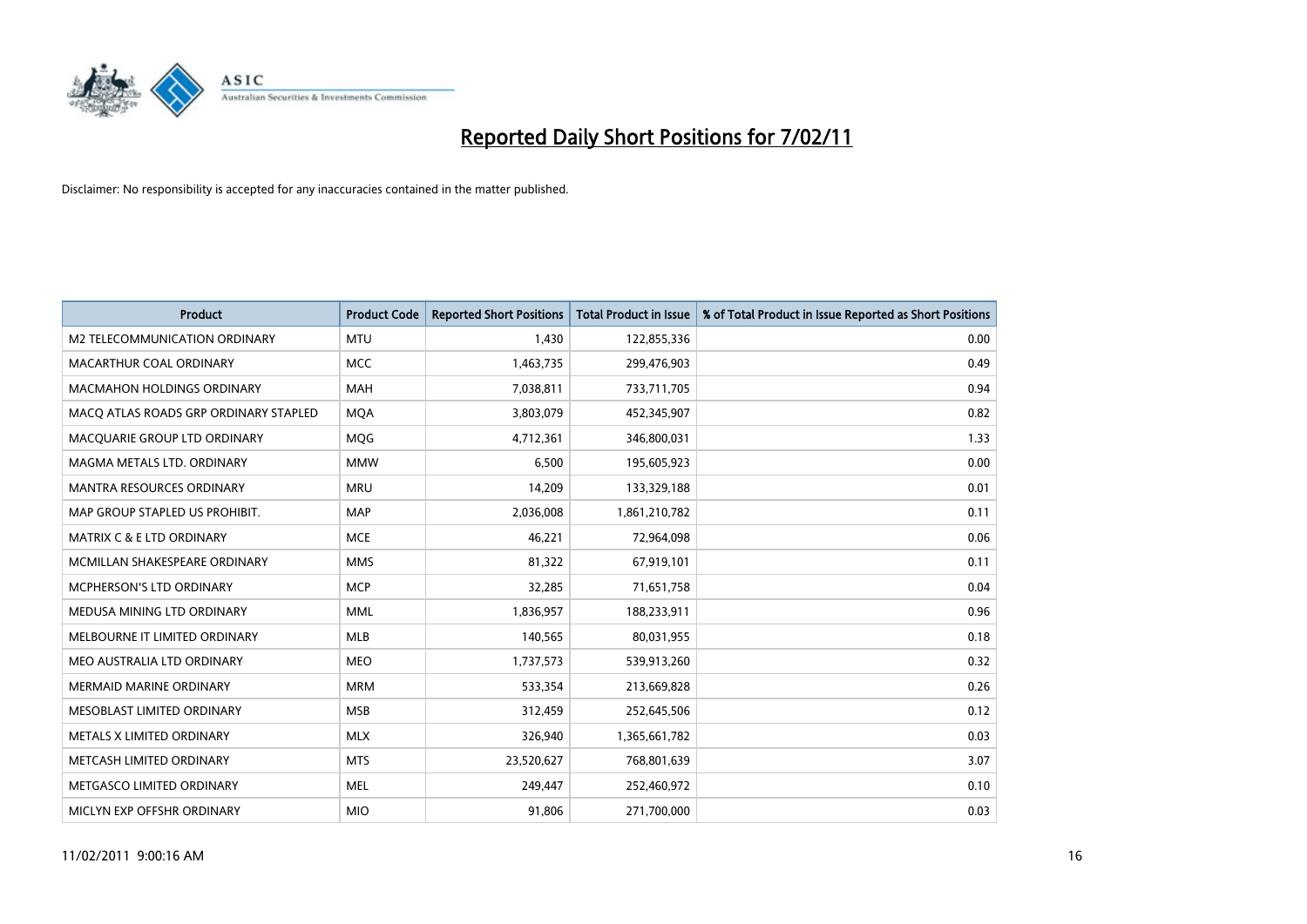# Reported Daily Short Positions for 7/02/11

Disclaimer: No responsibility is accepted for any inaccuracies contained in the matter published.

| Product | Product Code | Reported Short Positions | Total Product in Issue | % of Total Product in Issue Reported as Short Positions |
|---|---|---|---|---|
| M2 TELECOMMUNICATION ORDINARY | MTU | 1,430 | 122,855,336 | 0.00 |
| MACARTHUR COAL ORDINARY | MCC | 1,463,735 | 299,476,903 | 0.49 |
| MACMAHON HOLDINGS ORDINARY | MAH | 7,038,811 | 733,711,705 | 0.94 |
| MACQ ATLAS ROADS GRP ORDINARY STAPLED | MQA | 3,803,079 | 452,345,907 | 0.82 |
| MACQUARIE GROUP LTD ORDINARY | MQG | 4,712,361 | 346,800,031 | 1.33 |
| MAGMA METALS LTD. ORDINARY | MMW | 6,500 | 195,605,923 | 0.00 |
| MANTRA RESOURCES ORDINARY | MRU | 14,209 | 133,329,188 | 0.01 |
| MAP GROUP STAPLED US PROHIBIT. | MAP | 2,036,008 | 1,861,210,782 | 0.11 |
| MATRIX C & E LTD ORDINARY | MCE | 46,221 | 72,964,098 | 0.06 |
| MCMILLAN SHAKESPEARE ORDINARY | MMS | 81,322 | 67,919,101 | 0.11 |
| MCPHERSON'S LTD ORDINARY | MCP | 32,285 | 71,651,758 | 0.04 |
| MEDUSA MINING LTD ORDINARY | MML | 1,836,957 | 188,233,911 | 0.96 |
| MELBOURNE IT LIMITED ORDINARY | MLB | 140,565 | 80,031,955 | 0.18 |
| MEO AUSTRALIA LTD ORDINARY | MEO | 1,737,573 | 539,913,260 | 0.32 |
| MERMAID MARINE ORDINARY | MRM | 533,354 | 213,669,828 | 0.26 |
| MESOBLAST LIMITED ORDINARY | MSB | 312,459 | 252,645,506 | 0.12 |
| METALS X LIMITED ORDINARY | MLX | 326,940 | 1,365,661,782 | 0.03 |
| METCASH LIMITED ORDINARY | MTS | 23,520,627 | 768,801,639 | 3.07 |
| METGASCO LIMITED ORDINARY | MEL | 249,447 | 252,460,972 | 0.10 |
| MICLYN EXP OFFSHR ORDINARY | MIO | 91,806 | 271,700,000 | 0.03 |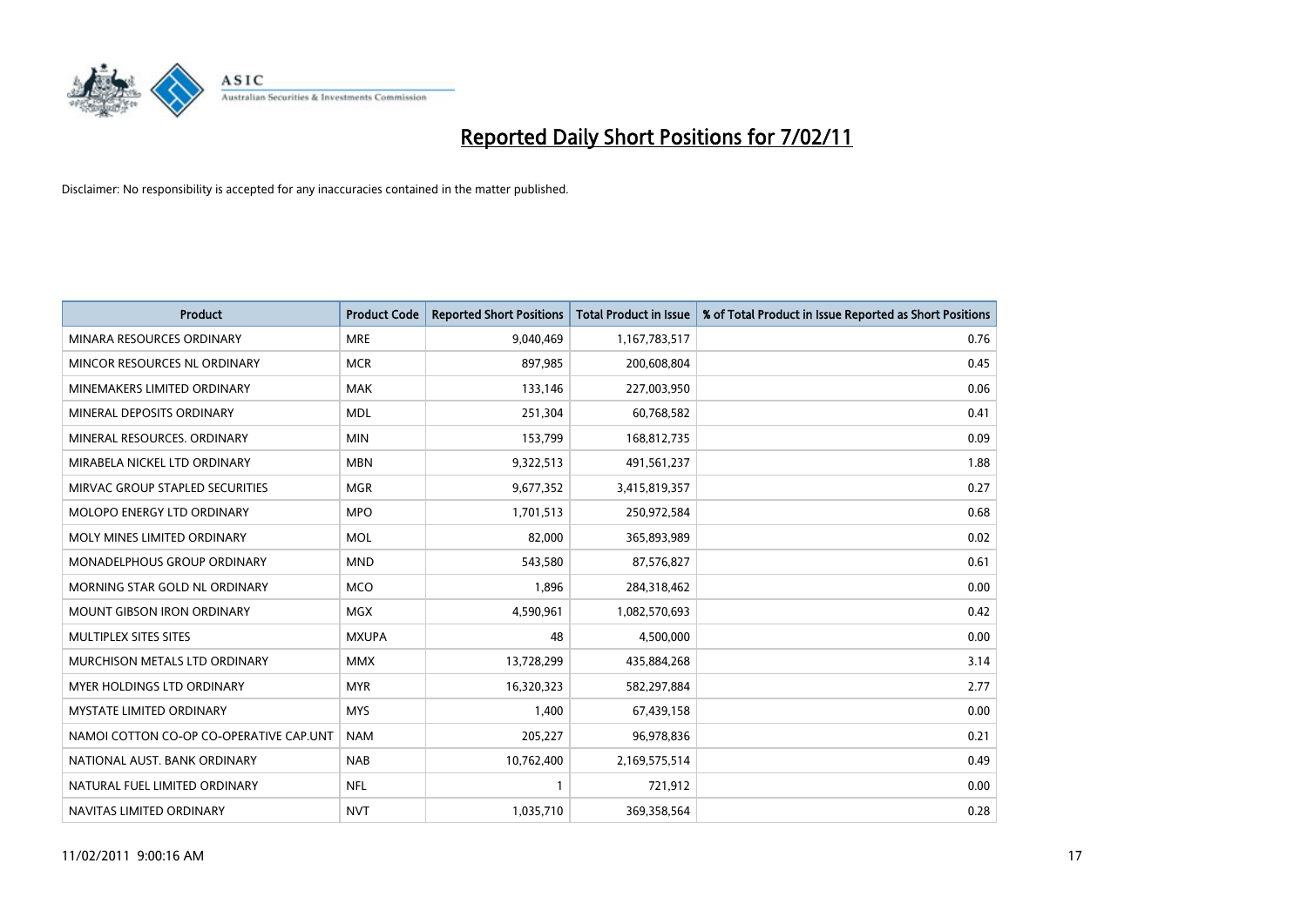# Reported Daily Short Positions for 7/02/11

Disclaimer: No responsibility is accepted for any inaccuracies contained in the matter published.

| Product | Product Code | Reported Short Positions | Total Product in Issue | % of Total Product in Issue Reported as Short Positions |
|---|---|---|---|---|
| MINARA RESOURCES ORDINARY | MRE | 9,040,469 | 1,167,783,517 | 0.76 |
| MINCOR RESOURCES NL ORDINARY | MCR | 897,985 | 200,608,804 | 0.45 |
| MINEMAKERS LIMITED ORDINARY | MAK | 133,146 | 227,003,950 | 0.06 |
| MINERAL DEPOSITS ORDINARY | MDL | 251,304 | 60,768,582 | 0.41 |
| MINERAL RESOURCES. ORDINARY | MIN | 153,799 | 168,812,735 | 0.09 |
| MIRABELA NICKEL LTD ORDINARY | MBN | 9,322,513 | 491,561,237 | 1.88 |
| MIRVAC GROUP STAPLED SECURITIES | MGR | 9,677,352 | 3,415,819,357 | 0.27 |
| MOLOPO ENERGY LTD ORDINARY | MPO | 1,701,513 | 250,972,584 | 0.68 |
| MOLY MINES LIMITED ORDINARY | MOL | 82,000 | 365,893,989 | 0.02 |
| MONADELPHOUS GROUP ORDINARY | MND | 543,580 | 87,576,827 | 0.61 |
| MORNING STAR GOLD NL ORDINARY | MCO | 1,896 | 284,318,462 | 0.00 |
| MOUNT GIBSON IRON ORDINARY | MGX | 4,590,961 | 1,082,570,693 | 0.42 |
| MULTIPLEX SITES SITES | MXUPA | 48 | 4,500,000 | 0.00 |
| MURCHISON METALS LTD ORDINARY | MMX | 13,728,299 | 435,884,268 | 3.14 |
| MYER HOLDINGS LTD ORDINARY | MYR | 16,320,323 | 582,297,884 | 2.77 |
| MYSTATE LIMITED ORDINARY | MYS | 1,400 | 67,439,158 | 0.00 |
| NAMOI COTTON CO-OP CO-OPERATIVE CAP.UNT | NAM | 205,227 | 96,978,836 | 0.21 |
| NATIONAL AUST. BANK ORDINARY | NAB | 10,762,400 | 2,169,575,514 | 0.49 |
| NATURAL FUEL LIMITED ORDINARY | NFL | 1 | 721,912 | 0.00 |
| NAVITAS LIMITED ORDINARY | NVT | 1,035,710 | 369,358,564 | 0.28 |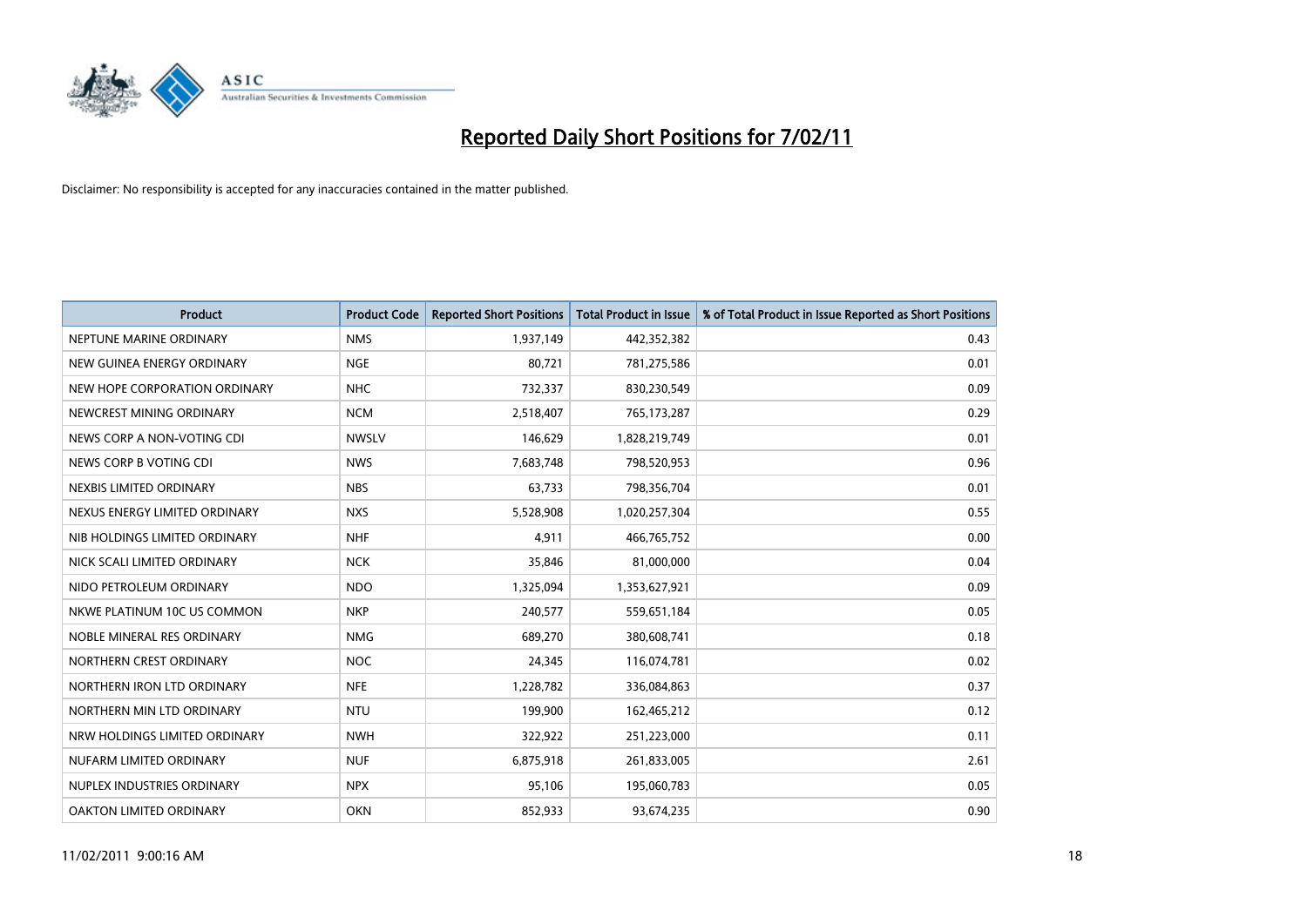# Reported Daily Short Positions for 7/02/11

Disclaimer: No responsibility is accepted for any inaccuracies contained in the matter published.

| Product | Product Code | Reported Short Positions | Total Product in Issue | % of Total Product in Issue Reported as Short Positions |
|---|---|---|---|---|
| NEPTUNE MARINE ORDINARY | NMS | 1,937,149 | 442,352,382 | 0.43 |
| NEW GUINEA ENERGY ORDINARY | NGE | 80,721 | 781,275,586 | 0.01 |
| NEW HOPE CORPORATION ORDINARY | NHC | 732,337 | 830,230,549 | 0.09 |
| NEWCREST MINING ORDINARY | NCM | 2,518,407 | 765,173,287 | 0.29 |
| NEWS CORP A NON-VOTING CDI | NWSLV | 146,629 | 1,828,219,749 | 0.01 |
| NEWS CORP B VOTING CDI | NWS | 7,683,748 | 798,520,953 | 0.96 |
| NEXBIS LIMITED ORDINARY | NBS | 63,733 | 798,356,704 | 0.01 |
| NEXUS ENERGY LIMITED ORDINARY | NXS | 5,528,908 | 1,020,257,304 | 0.55 |
| NIB HOLDINGS LIMITED ORDINARY | NHF | 4,911 | 466,765,752 | 0.00 |
| NICK SCALI LIMITED ORDINARY | NCK | 35,846 | 81,000,000 | 0.04 |
| NIDO PETROLEUM ORDINARY | NDO | 1,325,094 | 1,353,627,921 | 0.09 |
| NKWE PLATINUM 10C US COMMON | NKP | 240,577 | 559,651,184 | 0.05 |
| NOBLE MINERAL RES ORDINARY | NMG | 689,270 | 380,608,741 | 0.18 |
| NORTHERN CREST ORDINARY | NOC | 24,345 | 116,074,781 | 0.02 |
| NORTHERN IRON LTD ORDINARY | NFE | 1,228,782 | 336,084,863 | 0.37 |
| NORTHERN MIN LTD ORDINARY | NTU | 199,900 | 162,465,212 | 0.12 |
| NRW HOLDINGS LIMITED ORDINARY | NWH | 322,922 | 251,223,000 | 0.11 |
| NUFARM LIMITED ORDINARY | NUF | 6,875,918 | 261,833,005 | 2.61 |
| NUPLEX INDUSTRIES ORDINARY | NPX | 95,106 | 195,060,783 | 0.05 |
| OAKTON LIMITED ORDINARY | OKN | 852,933 | 93,674,235 | 0.90 |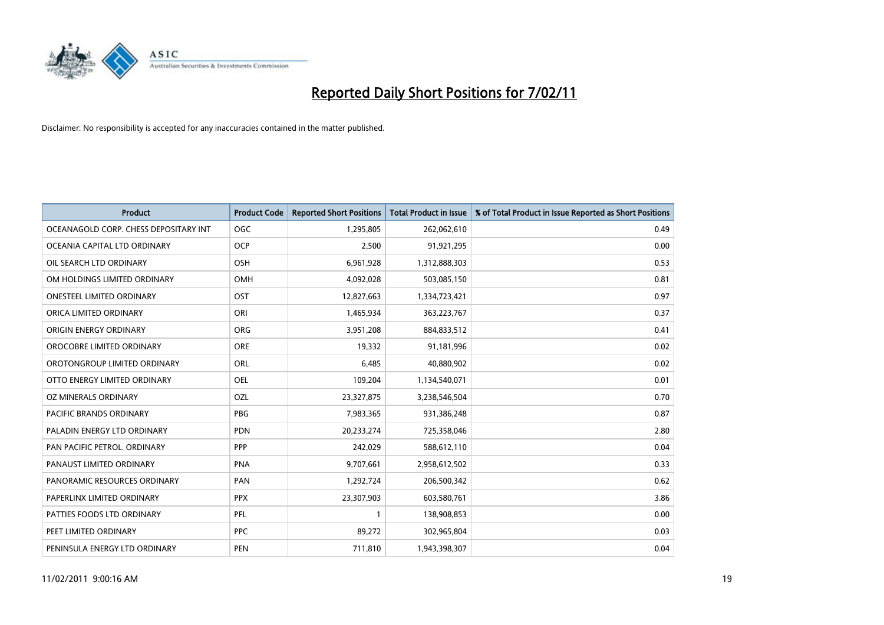# Reported Daily Short Positions for 7/02/11

Disclaimer: No responsibility is accepted for any inaccuracies contained in the matter published.

| Product | Product Code | Reported Short Positions | Total Product in Issue | % of Total Product in Issue Reported as Short Positions |
|---|---|---|---|---|
| OCEANAGOLD CORP. CHESS DEPOSITARY INT | OGC | 1,295,805 | 262,062,610 | 0.49 |
| OCEANIA CAPITAL LTD ORDINARY | OCP | 2,500 | 91,921,295 | 0.00 |
| OIL SEARCH LTD ORDINARY | OSH | 6,961,928 | 1,312,888,303 | 0.53 |
| OM HOLDINGS LIMITED ORDINARY | OMH | 4,092,028 | 503,085,150 | 0.81 |
| ONESTEEL LIMITED ORDINARY | OST | 12,827,663 | 1,334,723,421 | 0.97 |
| ORICA LIMITED ORDINARY | ORI | 1,465,934 | 363,223,767 | 0.37 |
| ORIGIN ENERGY ORDINARY | ORG | 3,951,208 | 884,833,512 | 0.41 |
| OROCOBRE LIMITED ORDINARY | ORE | 19,332 | 91,181,996 | 0.02 |
| OROTONGROUP LIMITED ORDINARY | ORL | 6,485 | 40,880,902 | 0.02 |
| OTTO ENERGY LIMITED ORDINARY | OEL | 109,204 | 1,134,540,071 | 0.01 |
| OZ MINERALS ORDINARY | OZL | 23,327,875 | 3,238,546,504 | 0.70 |
| PACIFIC BRANDS ORDINARY | PBG | 7,983,365 | 931,386,248 | 0.87 |
| PALADIN ENERGY LTD ORDINARY | PDN | 20,233,274 | 725,358,046 | 2.80 |
| PAN PACIFIC PETROL. ORDINARY | PPP | 242,029 | 588,612,110 | 0.04 |
| PANAUST LIMITED ORDINARY | PNA | 9,707,661 | 2,958,612,502 | 0.33 |
| PANORAMIC RESOURCES ORDINARY | PAN | 1,292,724 | 206,500,342 | 0.62 |
| PAPERLINX LIMITED ORDINARY | PPX | 23,307,903 | 603,580,761 | 3.86 |
| PATTIES FOODS LTD ORDINARY | PFL | 1 | 138,908,853 | 0.00 |
| PEET LIMITED ORDINARY | PPC | 89,272 | 302,965,804 | 0.03 |
| PENINSULA ENERGY LTD ORDINARY | PEN | 711,810 | 1,943,398,307 | 0.04 |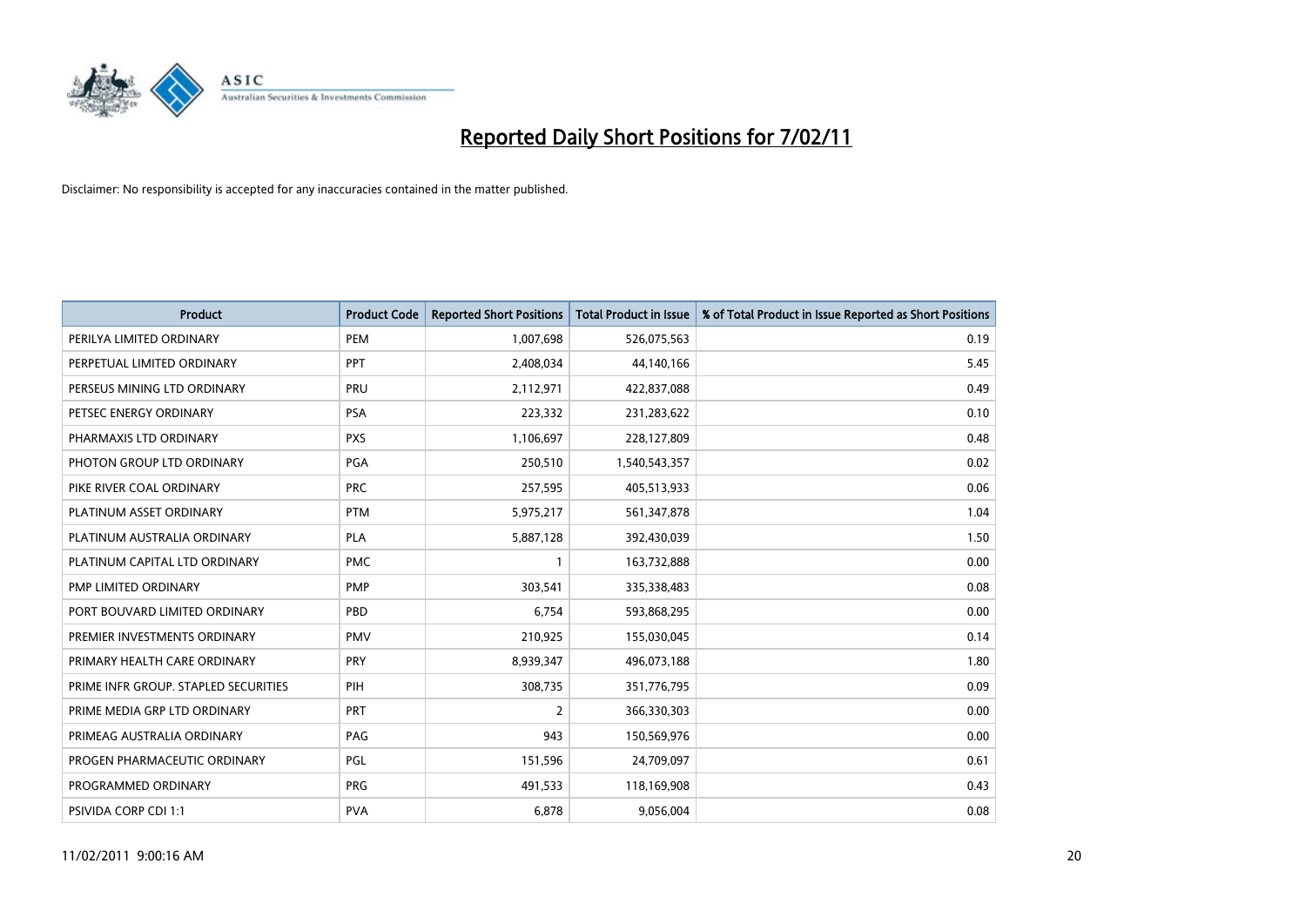# Reported Daily Short Positions for 7/02/11

Disclaimer: No responsibility is accepted for any inaccuracies contained in the matter published.

| Product | Product Code | Reported Short Positions | Total Product in Issue | % of Total Product in Issue Reported as Short Positions |
|---|---|---|---|---|
| PERILYA LIMITED ORDINARY | PEM | 1,007,698 | 526,075,563 | 0.19 |
| PERPETUAL LIMITED ORDINARY | PPT | 2,408,034 | 44,140,166 | 5.45 |
| PERSEUS MINING LTD ORDINARY | PRU | 2,112,971 | 422,837,088 | 0.49 |
| PETSEC ENERGY ORDINARY | PSA | 223,332 | 231,283,622 | 0.10 |
| PHARMAXIS LTD ORDINARY | PXS | 1,106,697 | 228,127,809 | 0.48 |
| PHOTON GROUP LTD ORDINARY | PGA | 250,510 | 1,540,543,357 | 0.02 |
| PIKE RIVER COAL ORDINARY | PRC | 257,595 | 405,513,933 | 0.06 |
| PLATINUM ASSET ORDINARY | PTM | 5,975,217 | 561,347,878 | 1.04 |
| PLATINUM AUSTRALIA ORDINARY | PLA | 5,887,128 | 392,430,039 | 1.50 |
| PLATINUM CAPITAL LTD ORDINARY | PMC | 1 | 163,732,888 | 0.00 |
| PMP LIMITED ORDINARY | PMP | 303,541 | 335,338,483 | 0.08 |
| PORT BOUVARD LIMITED ORDINARY | PBD | 6,754 | 593,868,295 | 0.00 |
| PREMIER INVESTMENTS ORDINARY | PMV | 210,925 | 155,030,045 | 0.14 |
| PRIMARY HEALTH CARE ORDINARY | PRY | 8,939,347 | 496,073,188 | 1.80 |
| PRIME INFR GROUP. STAPLED SECURITIES | PIH | 308,735 | 351,776,795 | 0.09 |
| PRIME MEDIA GRP LTD ORDINARY | PRT | 2 | 366,330,303 | 0.00 |
| PRIMEAG AUSTRALIA ORDINARY | PAG | 943 | 150,569,976 | 0.00 |
| PROGEN PHARMACEUTIC ORDINARY | PGL | 151,596 | 24,709,097 | 0.61 |
| PROGRAMMED ORDINARY | PRG | 491,533 | 118,169,908 | 0.43 |
| PSIVIDA CORP CDI 1:1 | PVA | 6,878 | 9,056,004 | 0.08 |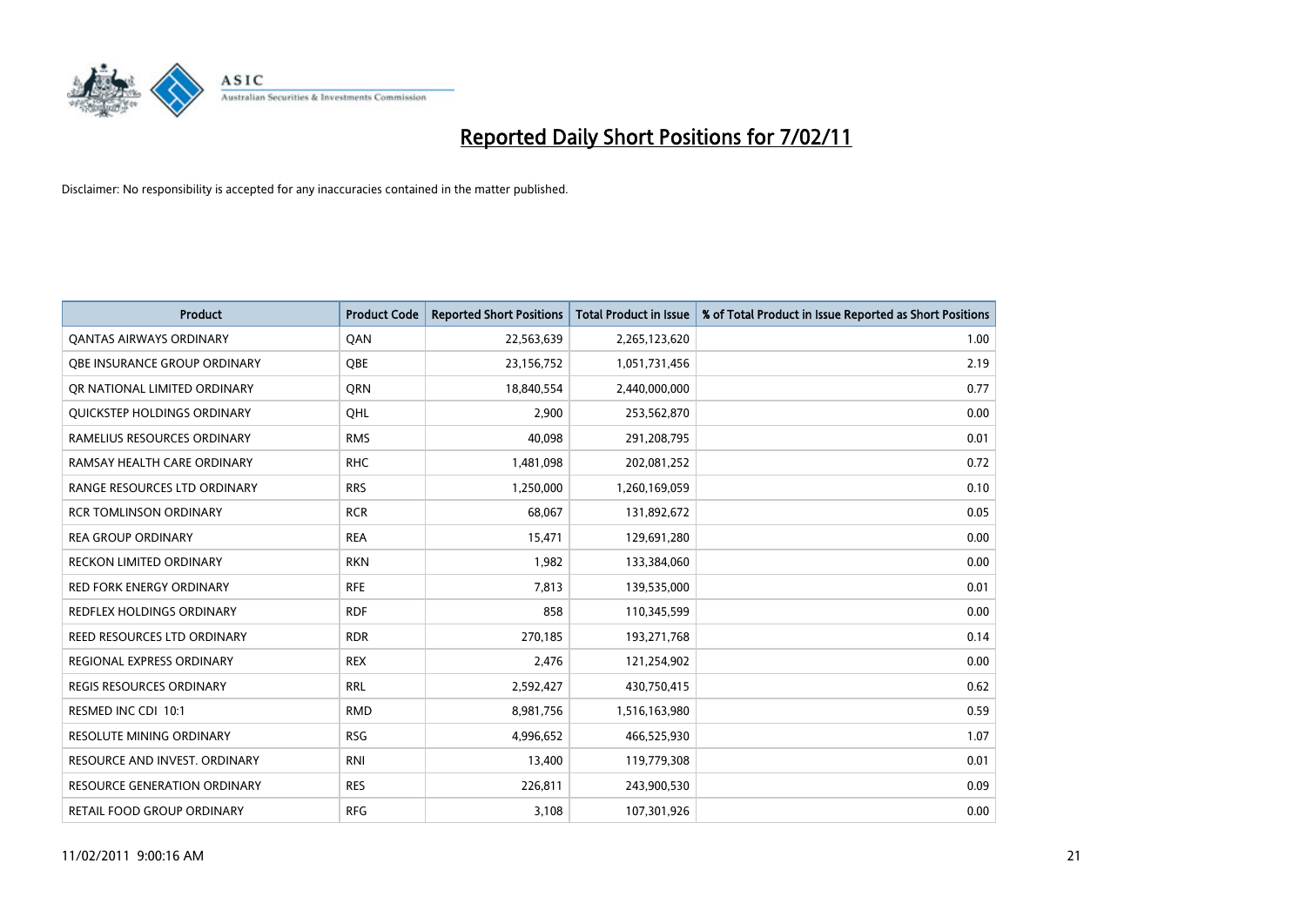# Reported Daily Short Positions for 7/02/11

Disclaimer: No responsibility is accepted for any inaccuracies contained in the matter published.

| Product | Product Code | Reported Short Positions | Total Product in Issue | % of Total Product in Issue Reported as Short Positions |
|---|---|---|---|---|
| QANTAS AIRWAYS ORDINARY | QAN | 22,563,639 | 2,265,123,620 | 1.00 |
| QBE INSURANCE GROUP ORDINARY | QBE | 23,156,752 | 1,051,731,456 | 2.19 |
| QR NATIONAL LIMITED ORDINARY | QRN | 18,840,554 | 2,440,000,000 | 0.77 |
| QUICKSTEP HOLDINGS ORDINARY | QHL | 2,900 | 253,562,870 | 0.00 |
| RAMELIUS RESOURCES ORDINARY | RMS | 40,098 | 291,208,795 | 0.01 |
| RAMSAY HEALTH CARE ORDINARY | RHC | 1,481,098 | 202,081,252 | 0.72 |
| RANGE RESOURCES LTD ORDINARY | RRS | 1,250,000 | 1,260,169,059 | 0.10 |
| RCR TOMLINSON ORDINARY | RCR | 68,067 | 131,892,672 | 0.05 |
| REA GROUP ORDINARY | REA | 15,471 | 129,691,280 | 0.00 |
| RECKON LIMITED ORDINARY | RKN | 1,982 | 133,384,060 | 0.00 |
| RED FORK ENERGY ORDINARY | RFE | 7,813 | 139,535,000 | 0.01 |
| REDFLEX HOLDINGS ORDINARY | RDF | 858 | 110,345,599 | 0.00 |
| REED RESOURCES LTD ORDINARY | RDR | 270,185 | 193,271,768 | 0.14 |
| REGIONAL EXPRESS ORDINARY | REX | 2,476 | 121,254,902 | 0.00 |
| REGIS RESOURCES ORDINARY | RRL | 2,592,427 | 430,750,415 | 0.62 |
| RESMED INC CDI 10:1 | RMD | 8,981,756 | 1,516,163,980 | 0.59 |
| RESOLUTE MINING ORDINARY | RSG | 4,996,652 | 466,525,930 | 1.07 |
| RESOURCE AND INVEST. ORDINARY | RNI | 13,400 | 119,779,308 | 0.01 |
| RESOURCE GENERATION ORDINARY | RES | 226,811 | 243,900,530 | 0.09 |
| RETAIL FOOD GROUP ORDINARY | RFG | 3,108 | 107,301,926 | 0.00 |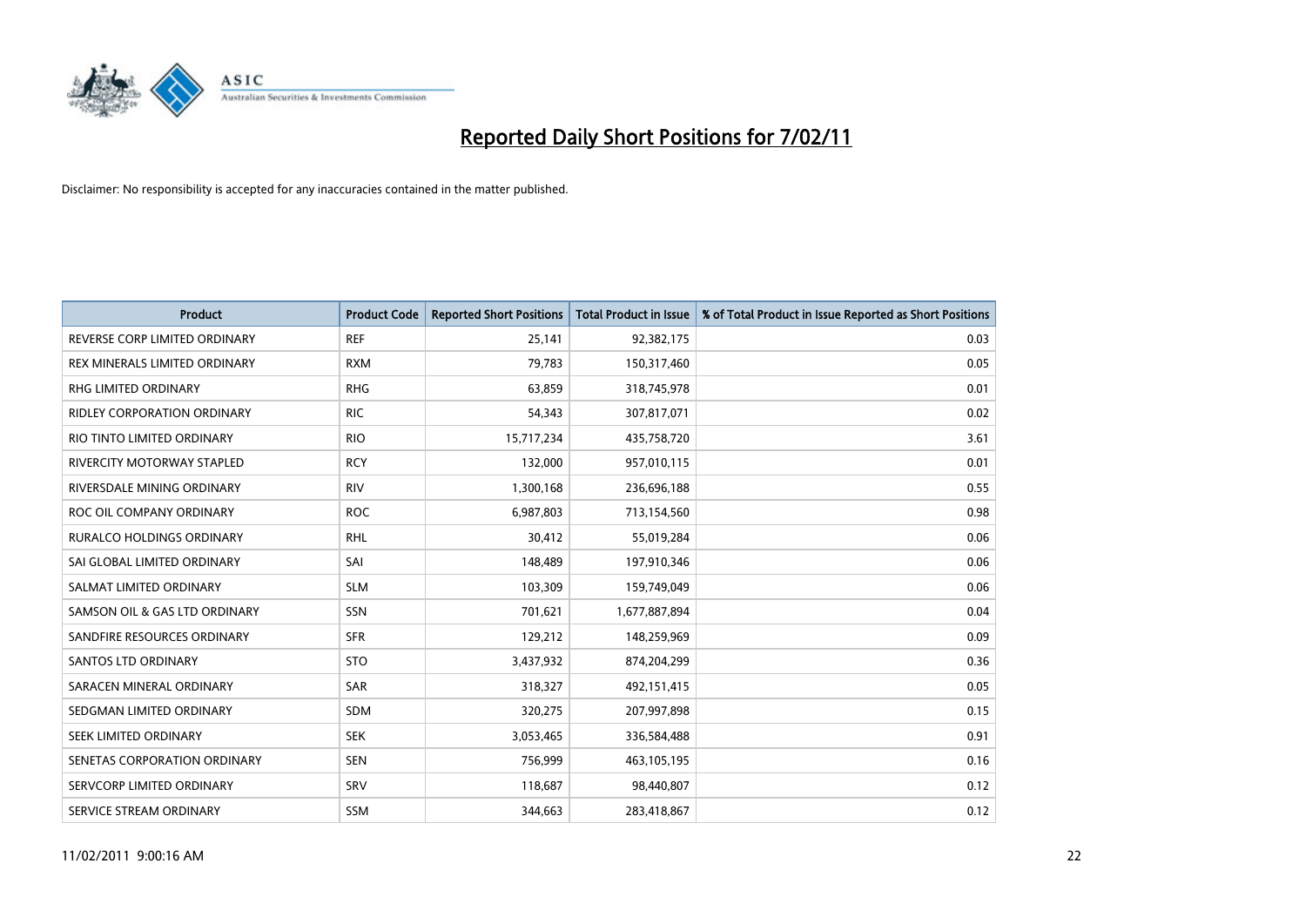# Reported Daily Short Positions for 7/02/11

Disclaimer: No responsibility is accepted for any inaccuracies contained in the matter published.

| Product | Product Code | Reported Short Positions | Total Product in Issue | % of Total Product in Issue Reported as Short Positions |
|---|---|---|---|---|
| REVERSE CORP LIMITED ORDINARY | REF | 25,141 | 92,382,175 | 0.03 |
| REX MINERALS LIMITED ORDINARY | RXM | 79,783 | 150,317,460 | 0.05 |
| RHG LIMITED ORDINARY | RHG | 63,859 | 318,745,978 | 0.01 |
| RIDLEY CORPORATION ORDINARY | RIC | 54,343 | 307,817,071 | 0.02 |
| RIO TINTO LIMITED ORDINARY | RIO | 15,717,234 | 435,758,720 | 3.61 |
| RIVERCITY MOTORWAY STAPLED | RCY | 132,000 | 957,010,115 | 0.01 |
| RIVERSDALE MINING ORDINARY | RIV | 1,300,168 | 236,696,188 | 0.55 |
| ROC OIL COMPANY ORDINARY | ROC | 6,987,803 | 713,154,560 | 0.98 |
| RURALCO HOLDINGS ORDINARY | RHL | 30,412 | 55,019,284 | 0.06 |
| SAI GLOBAL LIMITED ORDINARY | SAI | 148,489 | 197,910,346 | 0.06 |
| SALMAT LIMITED ORDINARY | SLM | 103,309 | 159,749,049 | 0.06 |
| SAMSON OIL & GAS LTD ORDINARY | SSN | 701,621 | 1,677,887,894 | 0.04 |
| SANDFIRE RESOURCES ORDINARY | SFR | 129,212 | 148,259,969 | 0.09 |
| SANTOS LTD ORDINARY | STO | 3,437,932 | 874,204,299 | 0.36 |
| SARACEN MINERAL ORDINARY | SAR | 318,327 | 492,151,415 | 0.05 |
| SEDGMAN LIMITED ORDINARY | SDM | 320,275 | 207,997,898 | 0.15 |
| SEEK LIMITED ORDINARY | SEK | 3,053,465 | 336,584,488 | 0.91 |
| SENETAS CORPORATION ORDINARY | SEN | 756,999 | 463,105,195 | 0.16 |
| SERVCORP LIMITED ORDINARY | SRV | 118,687 | 98,440,807 | 0.12 |
| SERVICE STREAM ORDINARY | SSM | 344,663 | 283,418,867 | 0.12 |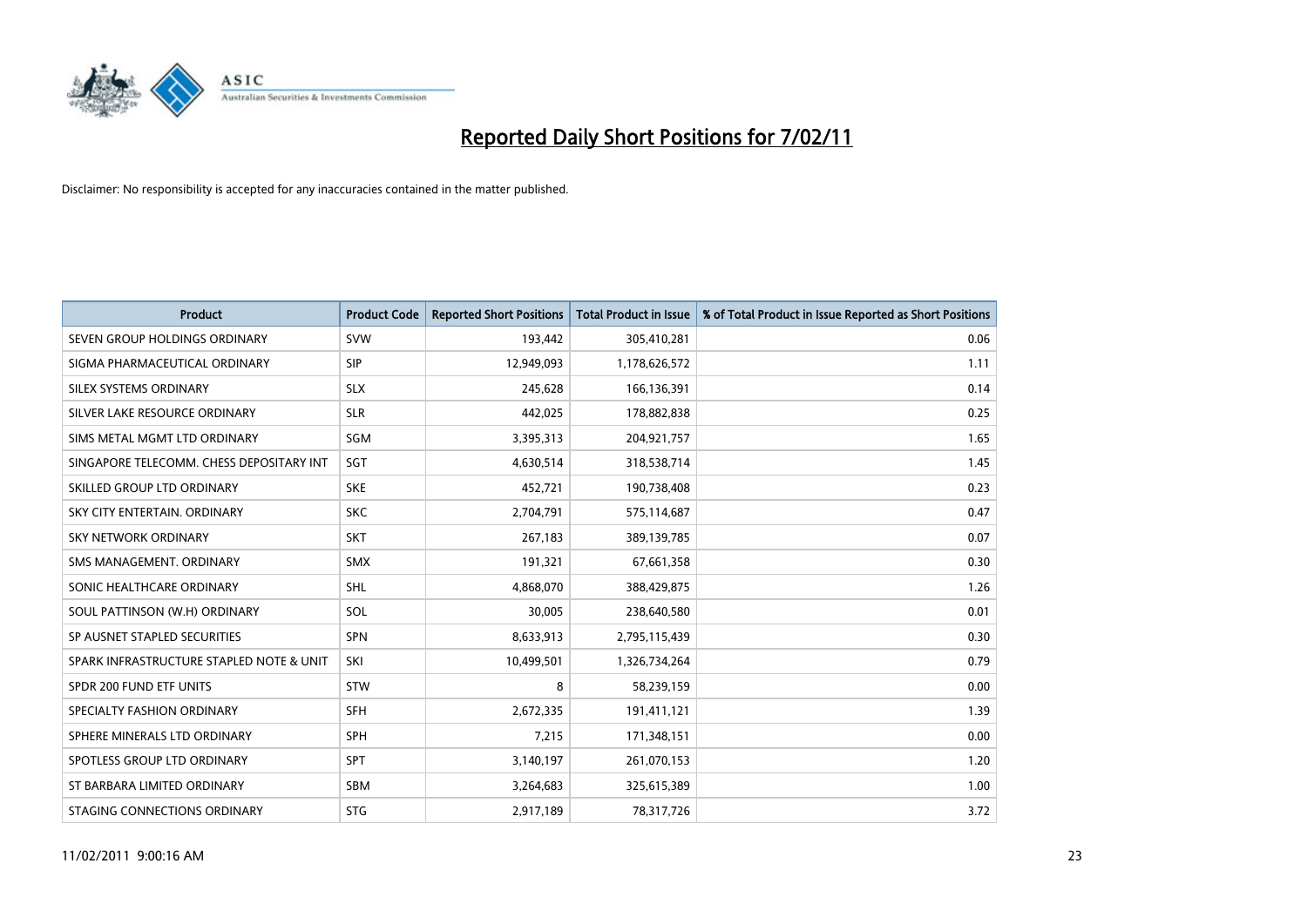# Reported Daily Short Positions for 7/02/11

Disclaimer: No responsibility is accepted for any inaccuracies contained in the matter published.

| Product | Product Code | Reported Short Positions | Total Product in Issue | % of Total Product in Issue Reported as Short Positions |
|---|---|---|---|---|
| SEVEN GROUP HOLDINGS ORDINARY | SVW | 193,442 | 305,410,281 | 0.06 |
| SIGMA PHARMACEUTICAL ORDINARY | SIP | 12,949,093 | 1,178,626,572 | 1.11 |
| SILEX SYSTEMS ORDINARY | SLX | 245,628 | 166,136,391 | 0.14 |
| SILVER LAKE RESOURCE ORDINARY | SLR | 442,025 | 178,882,838 | 0.25 |
| SIMS METAL MGMT LTD ORDINARY | SGM | 3,395,313 | 204,921,757 | 1.65 |
| SINGAPORE TELECOMM. CHESS DEPOSITARY INT | SGT | 4,630,514 | 318,538,714 | 1.45 |
| SKILLED GROUP LTD ORDINARY | SKE | 452,721 | 190,738,408 | 0.23 |
| SKY CITY ENTERTAIN. ORDINARY | SKC | 2,704,791 | 575,114,687 | 0.47 |
| SKY NETWORK ORDINARY | SKT | 267,183 | 389,139,785 | 0.07 |
| SMS MANAGEMENT. ORDINARY | SMX | 191,321 | 67,661,358 | 0.30 |
| SONIC HEALTHCARE ORDINARY | SHL | 4,868,070 | 388,429,875 | 1.26 |
| SOUL PATTINSON (W.H) ORDINARY | SOL | 30,005 | 238,640,580 | 0.01 |
| SP AUSNET STAPLED SECURITIES | SPN | 8,633,913 | 2,795,115,439 | 0.30 |
| SPARK INFRASTRUCTURE STAPLED NOTE & UNIT | SKI | 10,499,501 | 1,326,734,264 | 0.79 |
| SPDR 200 FUND ETF UNITS | STW | 8 | 58,239,159 | 0.00 |
| SPECIALTY FASHION ORDINARY | SFH | 2,672,335 | 191,411,121 | 1.39 |
| SPHERE MINERALS LTD ORDINARY | SPH | 7,215 | 171,348,151 | 0.00 |
| SPOTLESS GROUP LTD ORDINARY | SPT | 3,140,197 | 261,070,153 | 1.20 |
| ST BARBARA LIMITED ORDINARY | SBM | 3,264,683 | 325,615,389 | 1.00 |
| STAGING CONNECTIONS ORDINARY | STG | 2,917,189 | 78,317,726 | 3.72 |

11/02/2011 9:00:16 AM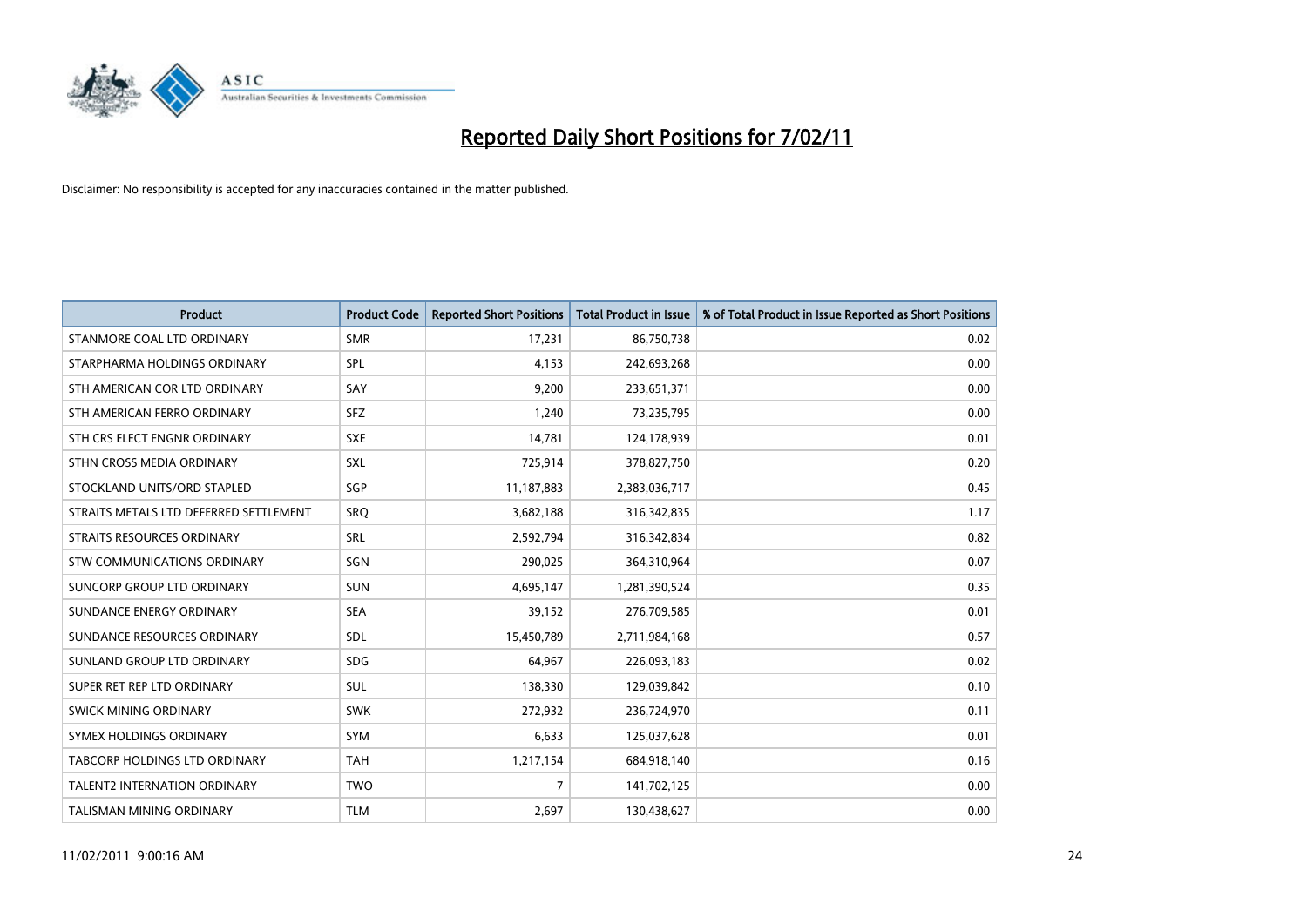# Reported Daily Short Positions for 7/02/11

Disclaimer: No responsibility is accepted for any inaccuracies contained in the matter published.

| Product | Product Code | Reported Short Positions | Total Product in Issue | % of Total Product in Issue Reported as Short Positions |
|---|---|---|---|---|
| STANMORE COAL LTD ORDINARY | SMR | 17,231 | 86,750,738 | 0.02 |
| STARPHARMA HOLDINGS ORDINARY | SPL | 4,153 | 242,693,268 | 0.00 |
| STH AMERICAN COR LTD ORDINARY | SAY | 9,200 | 233,651,371 | 0.00 |
| STH AMERICAN FERRO ORDINARY | SFZ | 1,240 | 73,235,795 | 0.00 |
| STH CRS ELECT ENGNR ORDINARY | SXE | 14,781 | 124,178,939 | 0.01 |
| STHN CROSS MEDIA ORDINARY | SXL | 725,914 | 378,827,750 | 0.20 |
| STOCKLAND UNITS/ORD STAPLED | SGP | 11,187,883 | 2,383,036,717 | 0.45 |
| STRAITS METALS LTD DEFERRED SETTLEMENT | SRQ | 3,682,188 | 316,342,835 | 1.17 |
| STRAITS RESOURCES ORDINARY | SRL | 2,592,794 | 316,342,834 | 0.82 |
| STW COMMUNICATIONS ORDINARY | SGN | 290,025 | 364,310,964 | 0.07 |
| SUNCORP GROUP LTD ORDINARY | SUN | 4,695,147 | 1,281,390,524 | 0.35 |
| SUNDANCE ENERGY ORDINARY | SEA | 39,152 | 276,709,585 | 0.01 |
| SUNDANCE RESOURCES ORDINARY | SDL | 15,450,789 | 2,711,984,168 | 0.57 |
| SUNLAND GROUP LTD ORDINARY | SDG | 64,967 | 226,093,183 | 0.02 |
| SUPER RET REP LTD ORDINARY | SUL | 138,330 | 129,039,842 | 0.10 |
| SWICK MINING ORDINARY | SWK | 272,932 | 236,724,970 | 0.11 |
| SYMEX HOLDINGS ORDINARY | SYM | 6,633 | 125,037,628 | 0.01 |
| TABCORP HOLDINGS LTD ORDINARY | TAH | 1,217,154 | 684,918,140 | 0.16 |
| TALENT2 INTERNATION ORDINARY | TWO | 7 | 141,702,125 | 0.00 |
| TALISMAN MINING ORDINARY | TLM | 2,697 | 130,438,627 | 0.00 |

11/02/2011 9:00:16 AM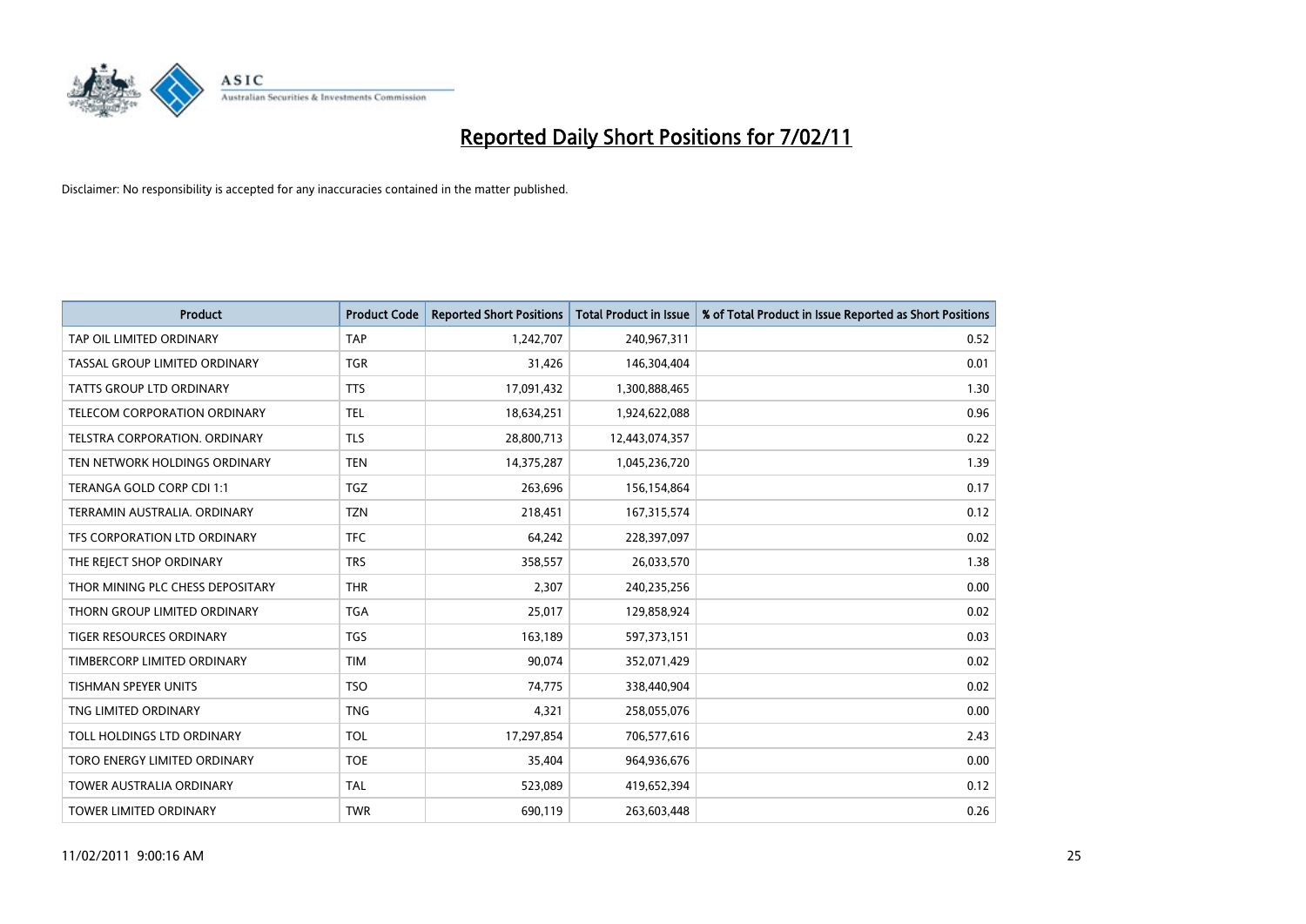# Reported Daily Short Positions for 7/02/11

Disclaimer: No responsibility is accepted for any inaccuracies contained in the matter published.

| Product | Product Code | Reported Short Positions | Total Product in Issue | % of Total Product in Issue Reported as Short Positions |
|---|---|---|---|---|
| TAP OIL LIMITED ORDINARY | TAP | 1,242,707 | 240,967,311 | 0.52 |
| TASSAL GROUP LIMITED ORDINARY | TGR | 31,426 | 146,304,404 | 0.01 |
| TATTS GROUP LTD ORDINARY | TTS | 17,091,432 | 1,300,888,465 | 1.30 |
| TELECOM CORPORATION ORDINARY | TEL | 18,634,251 | 1,924,622,088 | 0.96 |
| TELSTRA CORPORATION. ORDINARY | TLS | 28,800,713 | 12,443,074,357 | 0.22 |
| TEN NETWORK HOLDINGS ORDINARY | TEN | 14,375,287 | 1,045,236,720 | 1.39 |
| TERANGA GOLD CORP CDI 1:1 | TGZ | 263,696 | 156,154,864 | 0.17 |
| TERRAMIN AUSTRALIA. ORDINARY | TZN | 218,451 | 167,315,574 | 0.12 |
| TFS CORPORATION LTD ORDINARY | TFC | 64,242 | 228,397,097 | 0.02 |
| THE REJECT SHOP ORDINARY | TRS | 358,557 | 26,033,570 | 1.38 |
| THOR MINING PLC CHESS DEPOSITARY | THR | 2,307 | 240,235,256 | 0.00 |
| THORN GROUP LIMITED ORDINARY | TGA | 25,017 | 129,858,924 | 0.02 |
| TIGER RESOURCES ORDINARY | TGS | 163,189 | 597,373,151 | 0.03 |
| TIMBERCORP LIMITED ORDINARY | TIM | 90,074 | 352,071,429 | 0.02 |
| TISHMAN SPEYER UNITS | TSO | 74,775 | 338,440,904 | 0.02 |
| TNG LIMITED ORDINARY | TNG | 4,321 | 258,055,076 | 0.00 |
| TOLL HOLDINGS LTD ORDINARY | TOL | 17,297,854 | 706,577,616 | 2.43 |
| TORO ENERGY LIMITED ORDINARY | TOE | 35,404 | 964,936,676 | 0.00 |
| TOWER AUSTRALIA ORDINARY | TAL | 523,089 | 419,652,394 | 0.12 |
| TOWER LIMITED ORDINARY | TWR | 690,119 | 263,603,448 | 0.26 |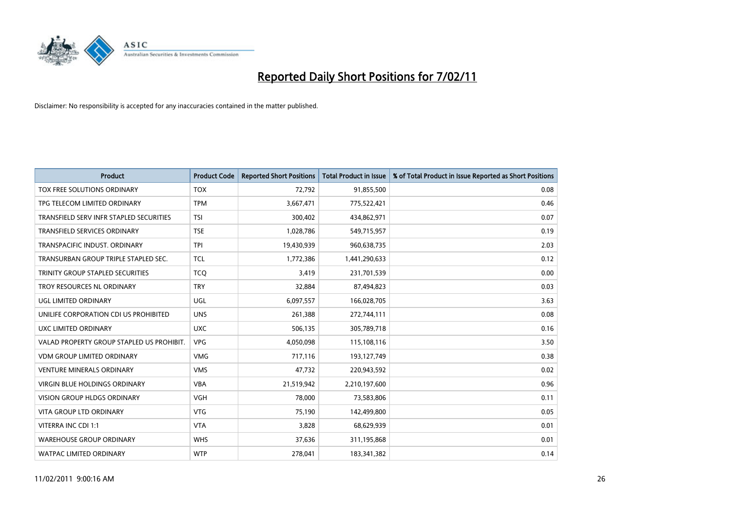# Reported Daily Short Positions for 7/02/11

Disclaimer: No responsibility is accepted for any inaccuracies contained in the matter published.

| Product | Product Code | Reported Short Positions | Total Product in Issue | % of Total Product in Issue Reported as Short Positions |
|---|---|---|---|---|
| TOX FREE SOLUTIONS ORDINARY | TOX | 72,792 | 91,855,500 | 0.08 |
| TPG TELECOM LIMITED ORDINARY | TPM | 3,667,471 | 775,522,421 | 0.46 |
| TRANSFIELD SERV INFR STAPLED SECURITIES | TSI | 300,402 | 434,862,971 | 0.07 |
| TRANSFIELD SERVICES ORDINARY | TSE | 1,028,786 | 549,715,957 | 0.19 |
| TRANSPACIFIC INDUST. ORDINARY | TPI | 19,430,939 | 960,638,735 | 2.03 |
| TRANSURBAN GROUP TRIPLE STAPLED SEC. | TCL | 1,772,386 | 1,441,290,633 | 0.12 |
| TRINITY GROUP STAPLED SECURITIES | TCQ | 3,419 | 231,701,539 | 0.00 |
| TROY RESOURCES NL ORDINARY | TRY | 32,884 | 87,494,823 | 0.03 |
| UGL LIMITED ORDINARY | UGL | 6,097,557 | 166,028,705 | 3.63 |
| UNILIFE CORPORATION CDI US PROHIBITED | UNS | 261,388 | 272,744,111 | 0.08 |
| UXC LIMITED ORDINARY | UXC | 506,135 | 305,789,718 | 0.16 |
| VALAD PROPERTY GROUP STAPLED US PROHIBIT. | VPG | 4,050,098 | 115,108,116 | 3.50 |
| VDM GROUP LIMITED ORDINARY | VMG | 717,116 | 193,127,749 | 0.38 |
| VENTURE MINERALS ORDINARY | VMS | 47,732 | 220,943,592 | 0.02 |
| VIRGIN BLUE HOLDINGS ORDINARY | VBA | 21,519,942 | 2,210,197,600 | 0.96 |
| VISION GROUP HLDGS ORDINARY | VGH | 78,000 | 73,583,806 | 0.11 |
| VITA GROUP LTD ORDINARY | VTG | 75,190 | 142,499,800 | 0.05 |
| VITERRA INC CDI 1:1 | VTA | 3,828 | 68,629,939 | 0.01 |
| WAREHOUSE GROUP ORDINARY | WHS | 37,636 | 311,195,868 | 0.01 |
| WATPAC LIMITED ORDINARY | WTP | 278,041 | 183,341,382 | 0.14 |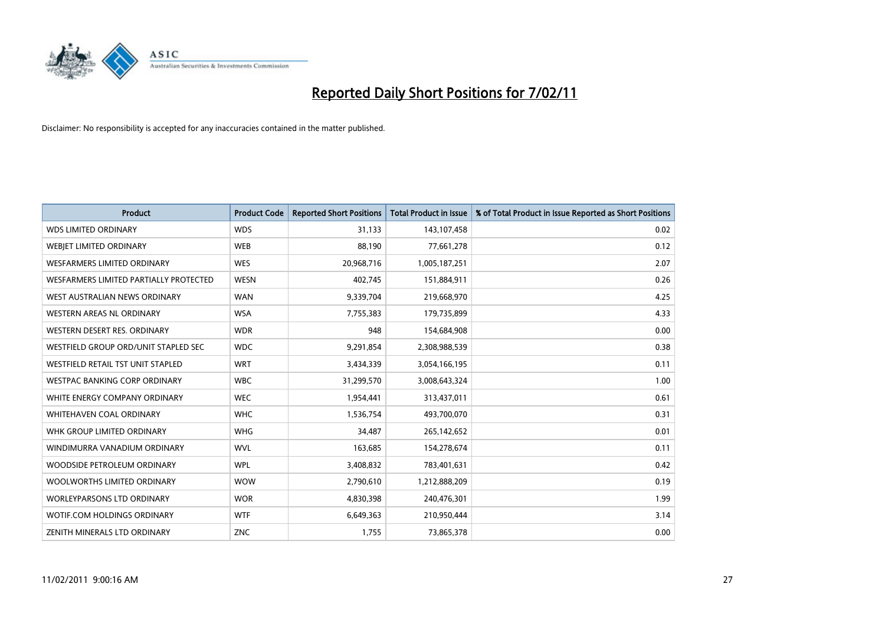# Reported Daily Short Positions for 7/02/11

Disclaimer: No responsibility is accepted for any inaccuracies contained in the matter published.

| Product | Product Code | Reported Short Positions | Total Product in Issue | % of Total Product in Issue Reported as Short Positions |
|---|---|---|---|---|
| WDS LIMITED ORDINARY | WDS | 31,133 | 143,107,458 | 0.02 |
| WEBJET LIMITED ORDINARY | WEB | 88,190 | 77,661,278 | 0.12 |
| WESFARMERS LIMITED ORDINARY | WES | 20,968,716 | 1,005,187,251 | 2.07 |
| WESFARMERS LIMITED PARTIALLY PROTECTED | WESN | 402,745 | 151,884,911 | 0.26 |
| WEST AUSTRALIAN NEWS ORDINARY | WAN | 9,339,704 | 219,668,970 | 4.25 |
| WESTERN AREAS NL ORDINARY | WSA | 7,755,383 | 179,735,899 | 4.33 |
| WESTERN DESERT RES. ORDINARY | WDR | 948 | 154,684,908 | 0.00 |
| WESTFIELD GROUP ORD/UNIT STAPLED SEC | WDC | 9,291,854 | 2,308,988,539 | 0.38 |
| WESTFIELD RETAIL TST UNIT STAPLED | WRT | 3,434,339 | 3,054,166,195 | 0.11 |
| WESTPAC BANKING CORP ORDINARY | WBC | 31,299,570 | 3,008,643,324 | 1.00 |
| WHITE ENERGY COMPANY ORDINARY | WEC | 1,954,441 | 313,437,011 | 0.61 |
| WHITEHAVEN COAL ORDINARY | WHC | 1,536,754 | 493,700,070 | 0.31 |
| WHK GROUP LIMITED ORDINARY | WHG | 34,487 | 265,142,652 | 0.01 |
| WINDIMURRA VANADIUM ORDINARY | WVL | 163,685 | 154,278,674 | 0.11 |
| WOODSIDE PETROLEUM ORDINARY | WPL | 3,408,832 | 783,401,631 | 0.42 |
| WOOLWORTHS LIMITED ORDINARY | WOW | 2,790,610 | 1,212,888,209 | 0.19 |
| WORLEYPARSONS LTD ORDINARY | WOR | 4,830,398 | 240,476,301 | 1.99 |
| WOTIF.COM HOLDINGS ORDINARY | WTF | 6,649,363 | 210,950,444 | 3.14 |
| ZENITH MINERALS LTD ORDINARY | ZNC | 1,755 | 73,865,378 | 0.00 |